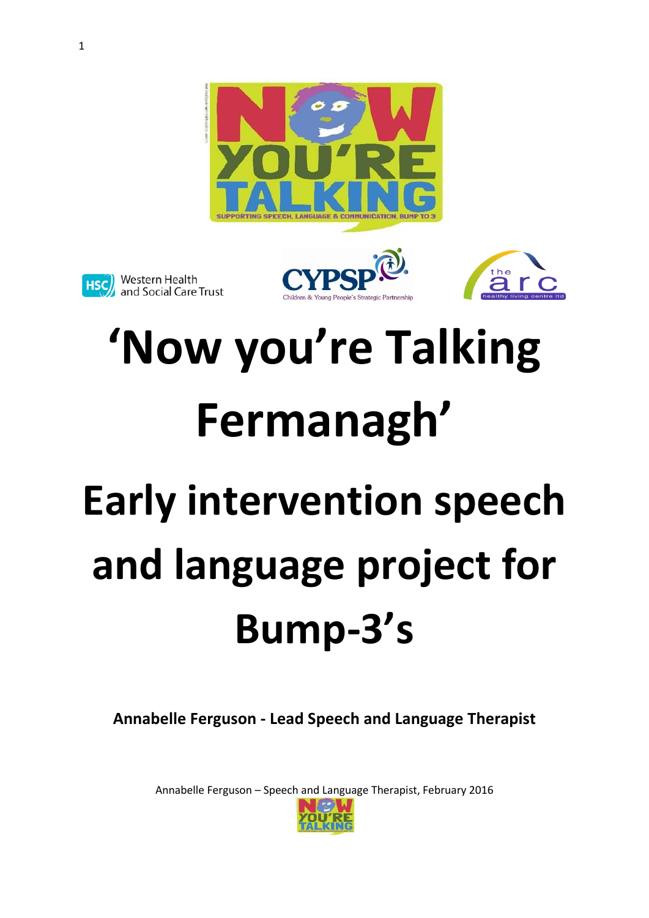# 'Now you're Talking Fermanagh'

# Early intervention speech and language project for Bump-3's

**Annabelle Ferguson - Lead Speech and Language Therapist**

Annabelle Ferguson – Speech and Language Therapist, February 2016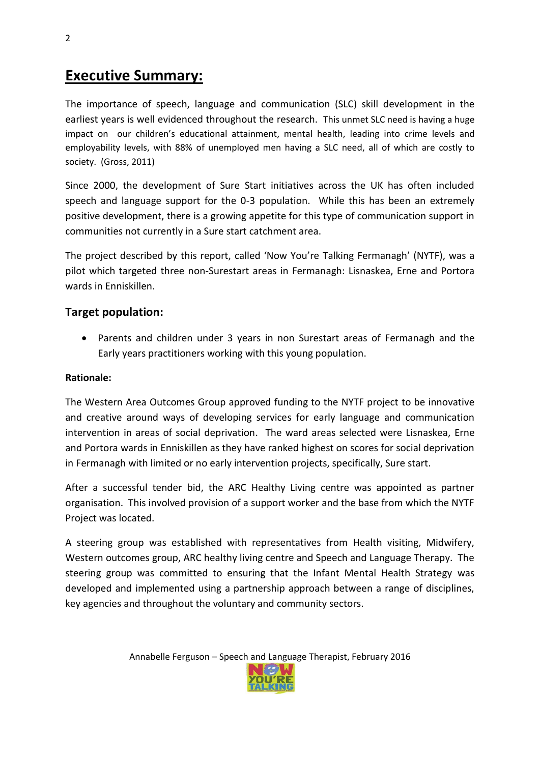# Executive Summary:

The importance of speech, language and communication (SLC) skill development in the earliest years is well evidenced throughout the research. This unmet SLC need is having a huge impact on our children's educational attainment, mental health, leading into crime levels and employability levels, with 88% of unemployed men having a SLC need, all of which are costly to society. (Gross, 2011)

Since 2000, the development of Sure Start initiatives across the UK has often included speech and language support for the 0-3 population. While this has been an extremely positive development, there is a growing appetite for this type of communication support in communities not currently in a Sure start catchment area.

The project described by this report, called 'Now You're Talking Fermanagh' (NYTF), was a pilot which targeted three non-Surestart areas in Fermanagh: Lisnaskea, Erne and Portora wards in Enniskillen.

## Target population:

- Parents and children under 3 years in non Surestart areas of Fermanagh and the Early years practitioners working with this young population.

**Rationale:**

The Western Area Outcomes Group approved funding to the NYTF project to be innovative and creative around ways of developing services for early language and communication intervention in areas of social deprivation. The ward areas selected were Lisnaskea, Erne and Portora wards in Enniskillen as they have ranked highest on scores for social deprivation in Fermanagh with limited or no early intervention projects, specifically, Sure start.

After a successful tender bid, the ARC Healthy Living centre was appointed as partner organisation. This involved provision of a support worker and the base from which the NYTF Project was located.

A steering group was established with representatives from Health visiting, Midwifery, Western outcomes group, ARC healthy living centre and Speech and Language Therapy. The steering group was committed to ensuring that the Infant Mental Health Strategy was developed and implemented using a partnership approach between a range of disciplines, key agencies and throughout the voluntary and community sectors.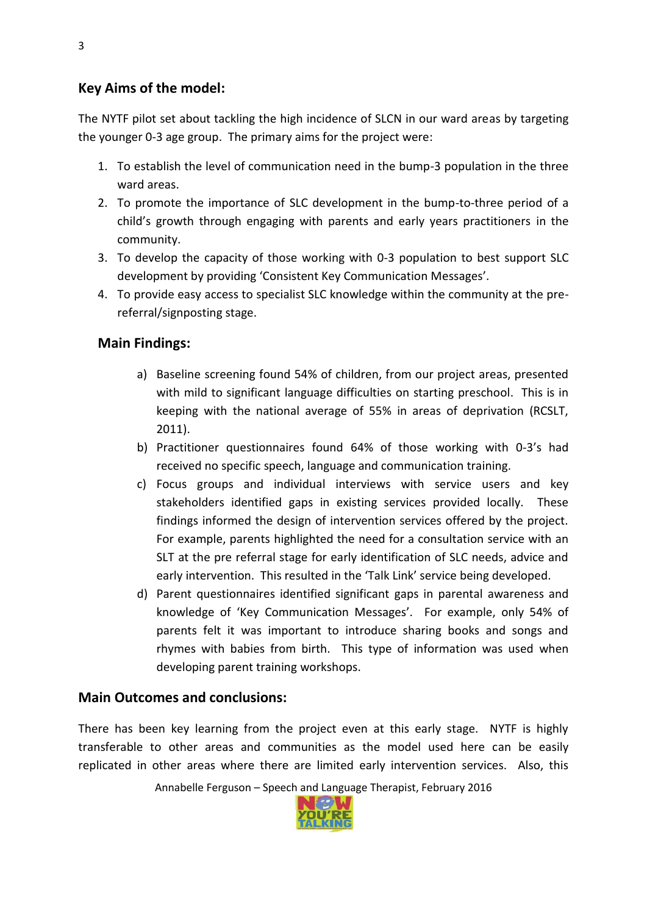## Key Aims of the model:

The NYTF pilot set about tackling the high incidence of SLCN in our ward areas by targeting the younger 0-3 age group. The primary aims for the project were:

1. To establish the level of communication need in the bump-3 population in the three ward areas.
2. To promote the importance of SLC development in the bump-to-three period of a child's growth through engaging with parents and early years practitioners in the community.
3. To develop the capacity of those working with 0-3 population to best support SLC development by providing 'Consistent Key Communication Messages'.
4. To provide easy access to specialist SLC knowledge within the community at the pre-referral/signposting stage.

### Main Findings:

a) Baseline screening found 54% of children, from our project areas, presented with mild to significant language difficulties on starting preschool. This is in keeping with the national average of 55% in areas of deprivation (RCSLT, 2011).

b) Practitioner questionnaires found 64% of those working with 0-3's had received no specific speech, language and communication training.

c) Focus groups and individual interviews with service users and key stakeholders identified gaps in existing services provided locally. These findings informed the design of intervention services offered by the project. For example, parents highlighted the need for a consultation service with an SLT at the pre referral stage for early identification of SLC needs, advice and early intervention. This resulted in the 'Talk Link' service being developed.

d) Parent questionnaires identified significant gaps in parental awareness and knowledge of 'Key Communication Messages'. For example, only 54% of parents felt it was important to introduce sharing books and songs and rhymes with babies from birth. This type of information was used when developing parent training workshops.

## Main Outcomes and conclusions:

There has been key learning from the project even at this early stage. NYTF is highly transferable to other areas and communities as the model used here can be easily replicated in other areas where there are limited early intervention services. Also, this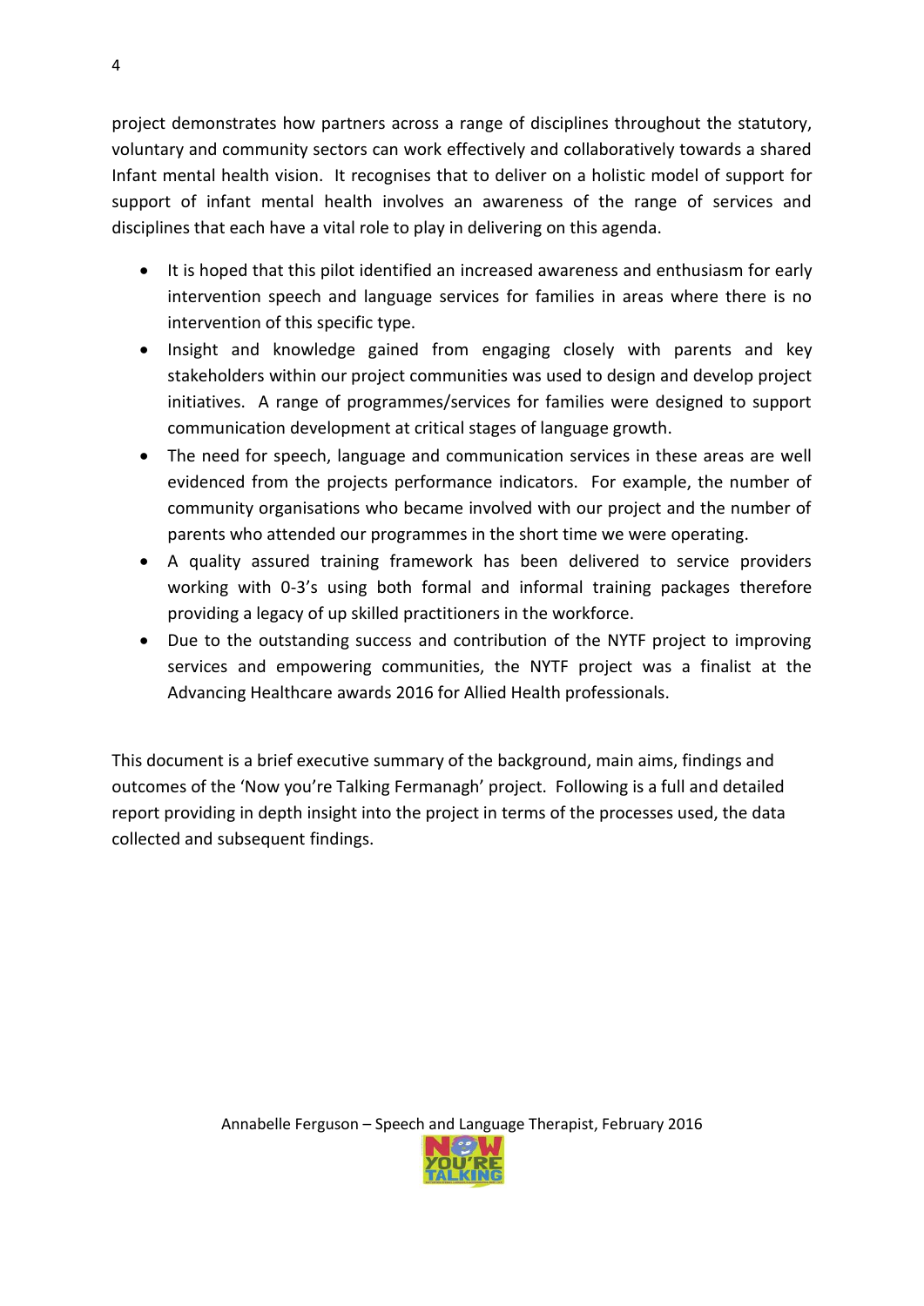project demonstrates how partners across a range of disciplines throughout the statutory, voluntary and community sectors can work effectively and collaboratively towards a shared Infant mental health vision. It recognises that to deliver on a holistic model of support for support of infant mental health involves an awareness of the range of services and disciplines that each have a vital role to play in delivering on this agenda.

- It is hoped that this pilot identified an increased awareness and enthusiasm for early intervention speech and language services for families in areas where there is no intervention of this specific type.
- Insight and knowledge gained from engaging closely with parents and key stakeholders within our project communities was used to design and develop project initiatives. A range of programmes/services for families were designed to support communication development at critical stages of language growth.
- The need for speech, language and communication services in these areas are well evidenced from the projects performance indicators. For example, the number of community organisations who became involved with our project and the number of parents who attended our programmes in the short time we were operating.
- A quality assured training framework has been delivered to service providers working with 0-3's using both formal and informal training packages therefore providing a legacy of up skilled practitioners in the workforce.
- Due to the outstanding success and contribution of the NYTF project to improving services and empowering communities, the NYTF project was a finalist at the Advancing Healthcare awards 2016 for Allied Health professionals.

This document is a brief executive summary of the background, main aims, findings and outcomes of the 'Now you're Talking Fermanagh' project. Following is a full and detailed report providing in depth insight into the project in terms of the processes used, the data collected and subsequent findings.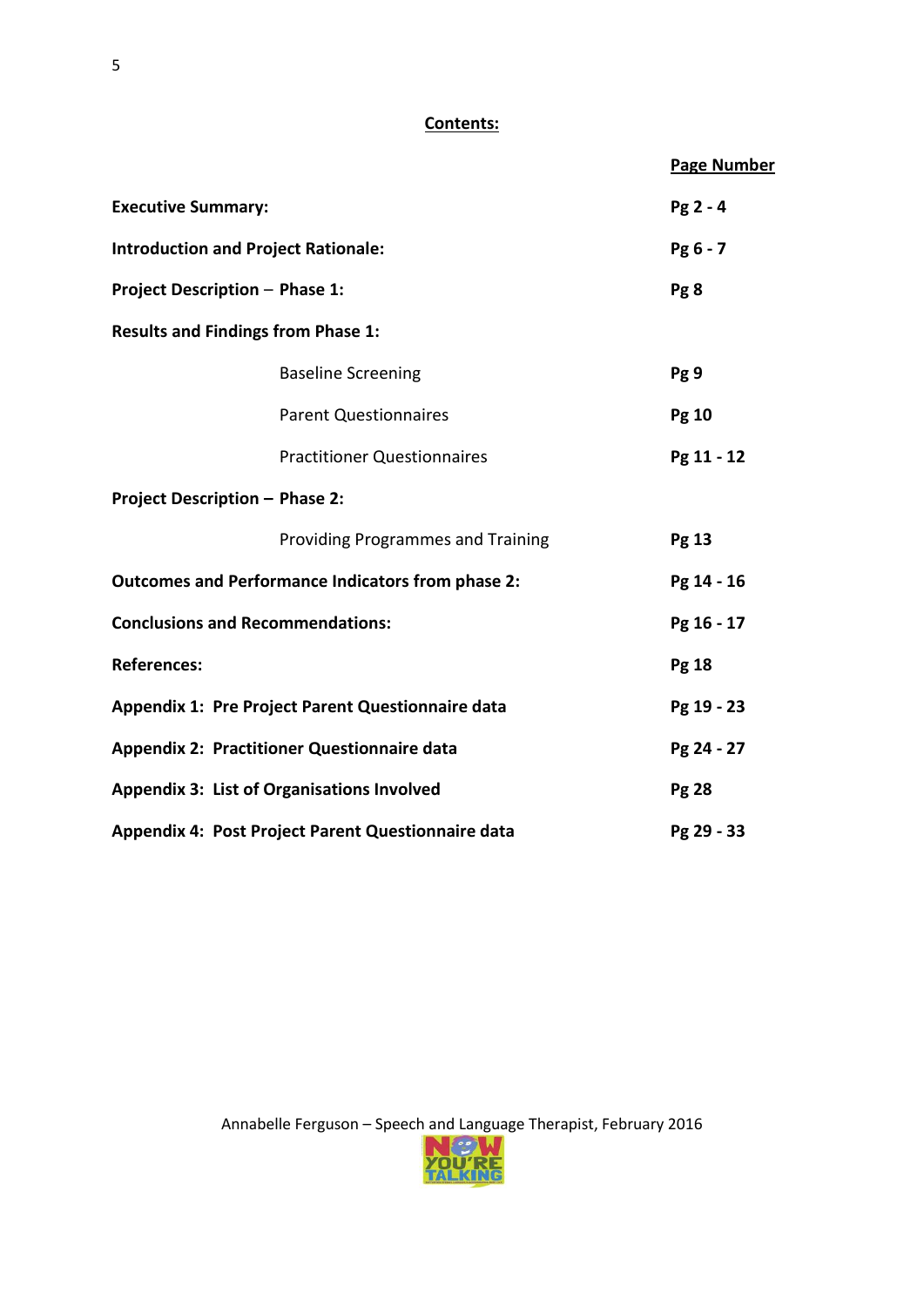## Contents:

| | Page Number |
|---|---|
| **Executive Summary:** | **Pg 2 - 4** |
| **Introduction and Project Rationale:** | **Pg 6 - 7** |
| **Project Description – Phase 1:** | **Pg 8** |
| **Results and Findings from Phase 1:** | |
| Baseline Screening | **Pg 9** |
| Parent Questionnaires | **Pg 10** |
| Practitioner Questionnaires | **Pg 11 - 12** |
| **Project Description – Phase 2:** | |
| Providing Programmes and Training | **Pg 13** |
| **Outcomes and Performance Indicators from phase 2:** | **Pg 14 - 16** |
| **Conclusions and Recommendations:** | **Pg 16 - 17** |
| **References:** | **Pg 18** |
| **Appendix 1: Pre Project Parent Questionnaire data** | **Pg 19 - 23** |
| **Appendix 2: Practitioner Questionnaire data** | **Pg 24 - 27** |
| **Appendix 3: List of Organisations Involved** | **Pg 28** |
| **Appendix 4: Post Project Parent Questionnaire data** | **Pg 29 - 33** |

Annabelle Ferguson – Speech and Language Therapist, February 2016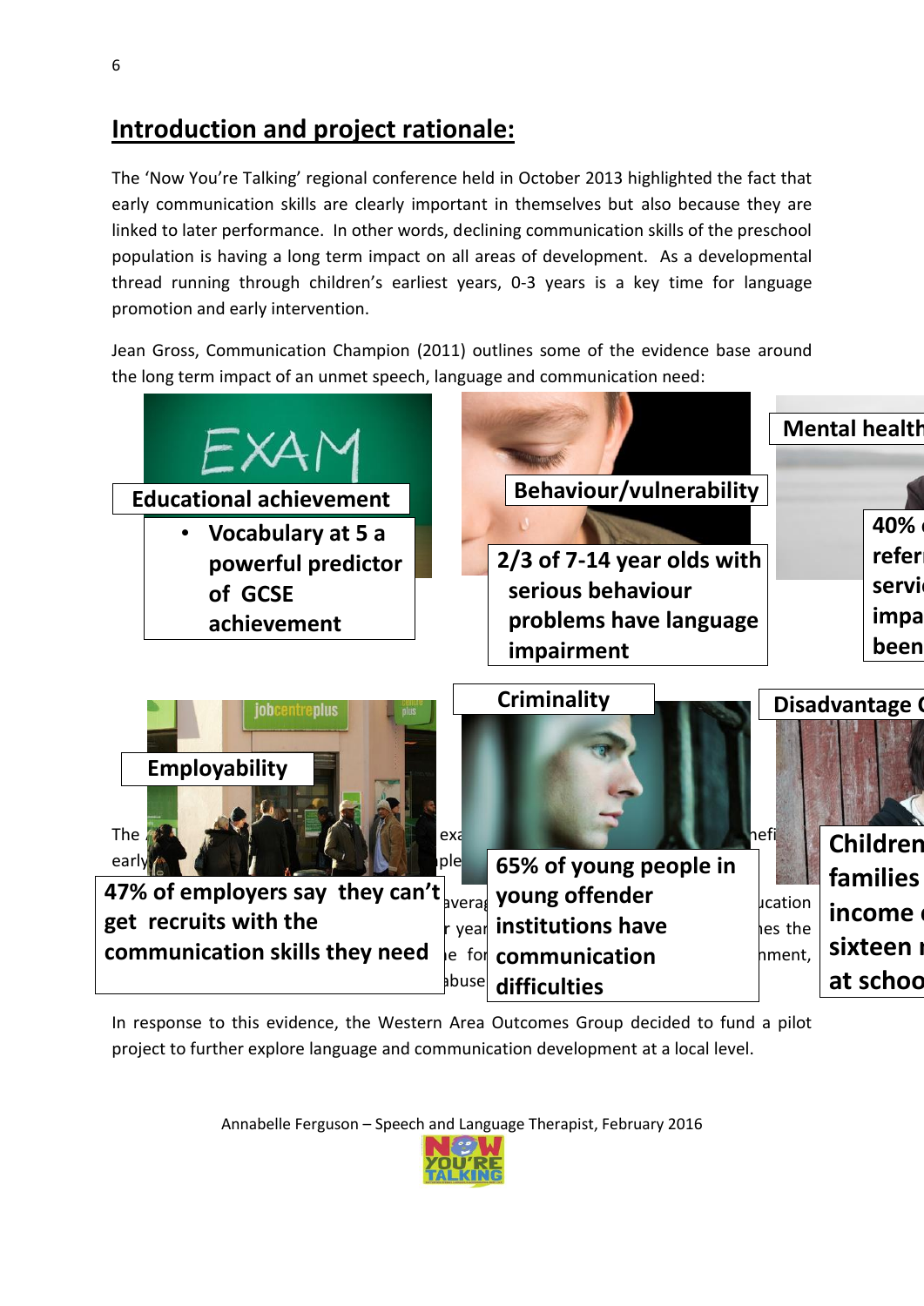## Introduction and project rationale:

The 'Now You're Talking' regional conference held in October 2013 highlighted the fact that early communication skills are clearly important in themselves but also because they are linked to later performance. In other words, declining communication skills of the preschool population is having a long term impact on all areas of development. As a developmental thread running through children's earliest years, 0-3 years is a key time for language promotion and early intervention.

Jean Gross, Communication Champion (2011) outlines some of the evidence base around the long term impact of an unmet speech, language and communication need:

**Educational achievement**

- **Vocabulary at 5 a powerful predictor of GCSE achievement**

**Behaviour/vulnerability**

**2/3 of 7-14 year olds with serious behaviour problems have language impairment**

**Mental health**

**40% ... refer... servi... impa... been...**

**Employability**

**47% of employers say they can't get recruits with the communication skills they need**

**Criminality**

**65% of young people in young offender institutions have communication difficulties**

**Disadvantage ...**

**Children ... families ... income ... sixteen ... at schoo...**

In response to this evidence, the Western Area Outcomes Group decided to fund a pilot project to further explore language and communication development at a local level.

Annabelle Ferguson – Speech and Language Therapist, February 2016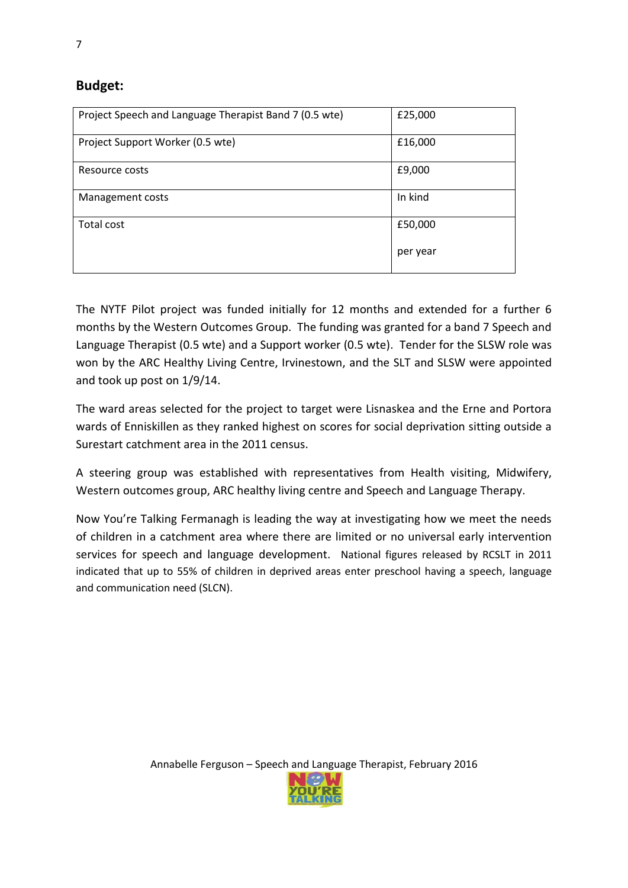## Budget:

| Project Speech and Language Therapist Band 7 (0.5 wte) | £25,000 |
|---|---|
| Project Support Worker (0.5 wte) | £16,000 |
| Resource costs | £9,000 |
| Management costs | In kind |
| Total cost | £50,000 per year |

The NYTF Pilot project was funded initially for 12 months and extended for a further 6 months by the Western Outcomes Group. The funding was granted for a band 7 Speech and Language Therapist (0.5 wte) and a Support worker (0.5 wte). Tender for the SLSW role was won by the ARC Healthy Living Centre, Irvinestown, and the SLT and SLSW were appointed and took up post on 1/9/14.

The ward areas selected for the project to target were Lisnaskea and the Erne and Portora wards of Enniskillen as they ranked highest on scores for social deprivation sitting outside a Surestart catchment area in the 2011 census.

A steering group was established with representatives from Health visiting, Midwifery, Western outcomes group, ARC healthy living centre and Speech and Language Therapy.

Now You're Talking Fermanagh is leading the way at investigating how we meet the needs of children in a catchment area where there are limited or no universal early intervention services for speech and language development. National figures released by RCSLT in 2011 indicated that up to 55% of children in deprived areas enter preschool having a speech, language and communication need (SLCN).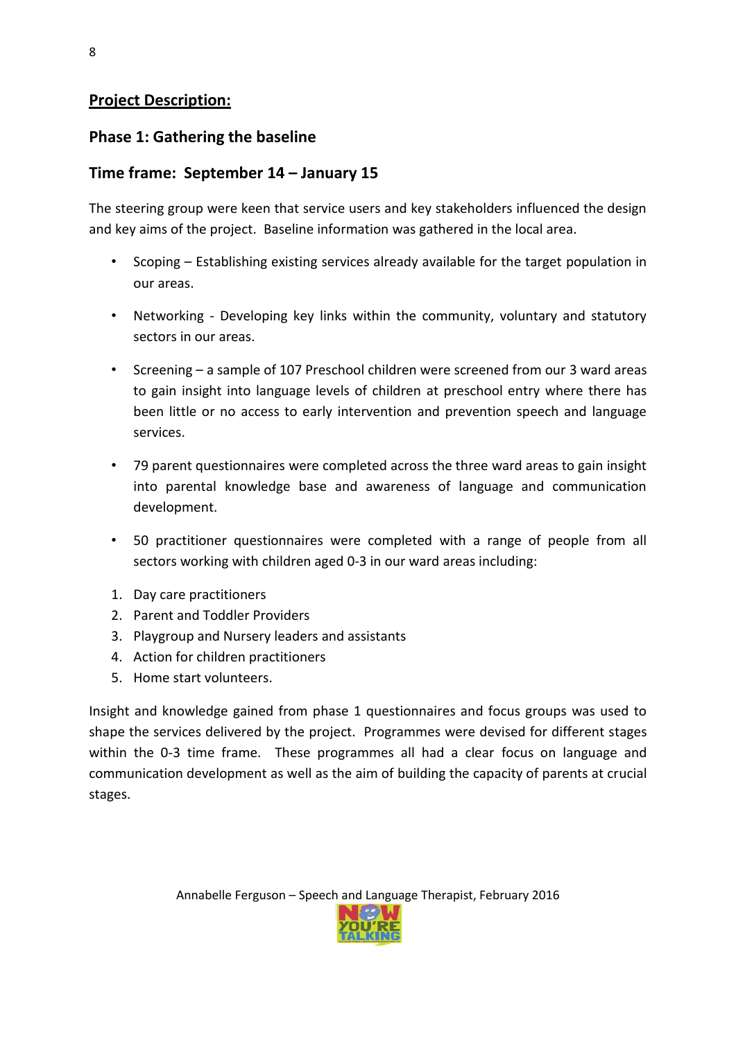## Project Description:

### Phase 1: Gathering the baseline

### Time frame: September 14 – January 15

The steering group were keen that service users and key stakeholders influenced the design and key aims of the project. Baseline information was gathered in the local area.

- Scoping – Establishing existing services already available for the target population in our areas.
- Networking - Developing key links within the community, voluntary and statutory sectors in our areas.
- Screening – a sample of 107 Preschool children were screened from our 3 ward areas to gain insight into language levels of children at preschool entry where there has been little or no access to early intervention and prevention speech and language services.
- 79 parent questionnaires were completed across the three ward areas to gain insight into parental knowledge base and awareness of language and communication development.
- 50 practitioner questionnaires were completed with a range of people from all sectors working with children aged 0-3 in our ward areas including:

1. Day care practitioners
2. Parent and Toddler Providers
3. Playgroup and Nursery leaders and assistants
4. Action for children practitioners
5. Home start volunteers.

Insight and knowledge gained from phase 1 questionnaires and focus groups was used to shape the services delivered by the project. Programmes were devised for different stages within the 0-3 time frame. These programmes all had a clear focus on language and communication development as well as the aim of building the capacity of parents at crucial stages.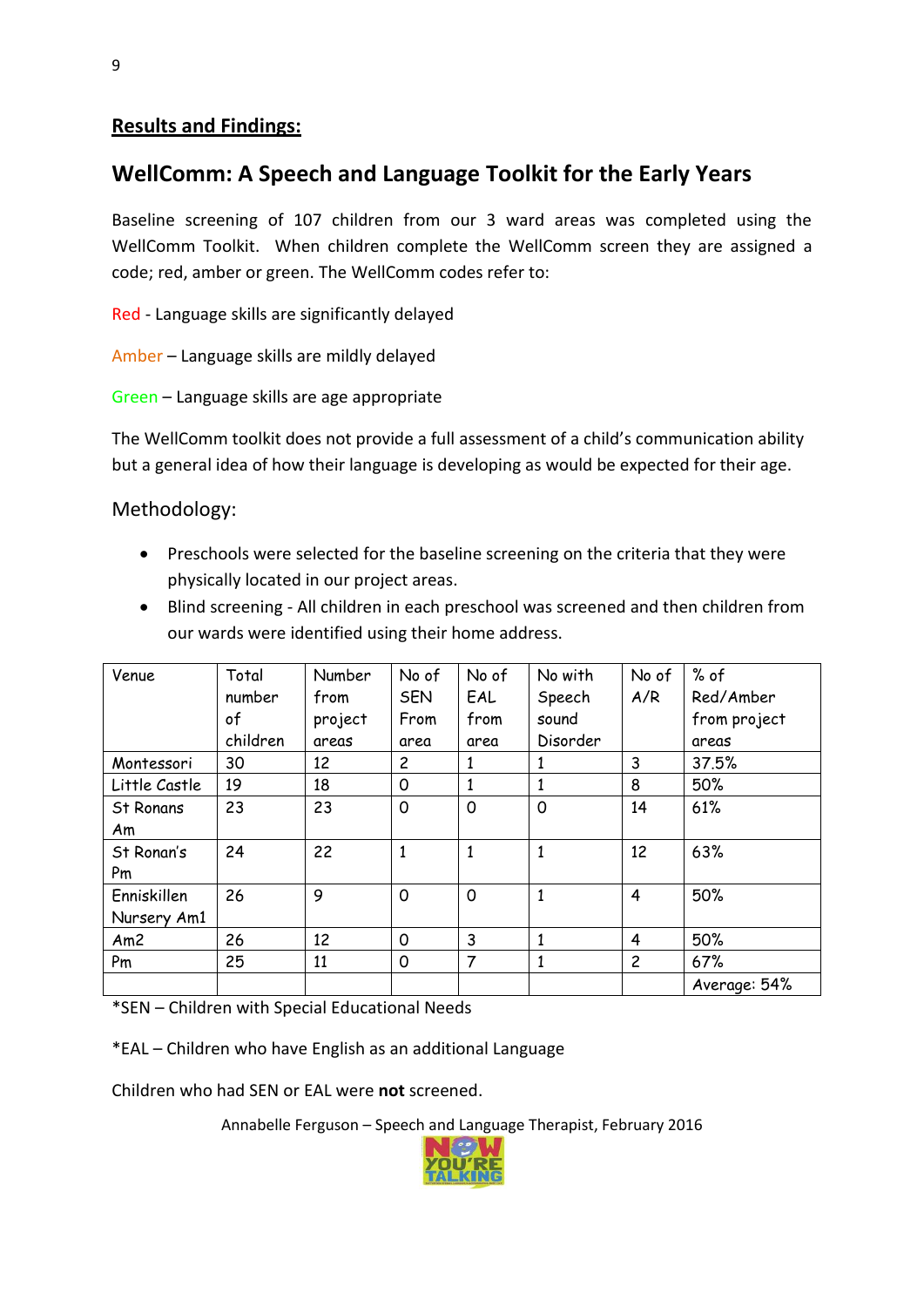## Results and Findings:

## WellComm: A Speech and Language Toolkit for the Early Years

Baseline screening of 107 children from our 3 ward areas was completed using the WellComm Toolkit. When children complete the WellComm screen they are assigned a code; red, amber or green. The WellComm codes refer to:

Red - Language skills are significantly delayed

Amber – Language skills are mildly delayed

Green – Language skills are age appropriate

The WellComm toolkit does not provide a full assessment of a child's communication ability but a general idea of how their language is developing as would be expected for their age.

### Methodology:

- Preschools were selected for the baseline screening on the criteria that they were physically located in our project areas.
- Blind screening - All children in each preschool was screened and then children from our wards were identified using their home address.

| Venue | Total number of children | Number from project areas | No of SEN From area | No of EAL from area | No with Speech sound Disorder | No of A/R | % of Red/Amber from project areas |
|---|---|---|---|---|---|---|---|
| Montessori | 30 | 12 | 2 | 1 | 1 | 3 | 37.5% |
| Little Castle | 19 | 18 | 0 | 1 | 1 | 8 | 50% |
| St Ronans Am | 23 | 23 | 0 | 0 | 0 | 14 | 61% |
| St Ronan's Pm | 24 | 22 | 1 | 1 | 1 | 12 | 63% |
| Enniskillen Nursery Am1 | 26 | 9 | 0 | 0 | 1 | 4 | 50% |
| Am2 | 26 | 12 | 0 | 3 | 1 | 4 | 50% |
| Pm | 25 | 11 | 0 | 7 | 1 | 2 | 67% |
| | | | | | | | Average: 54% |

*SEN – Children with Special Educational Needs

*EAL – Children who have English as an additional Language

Children who had SEN or EAL were **not** screened.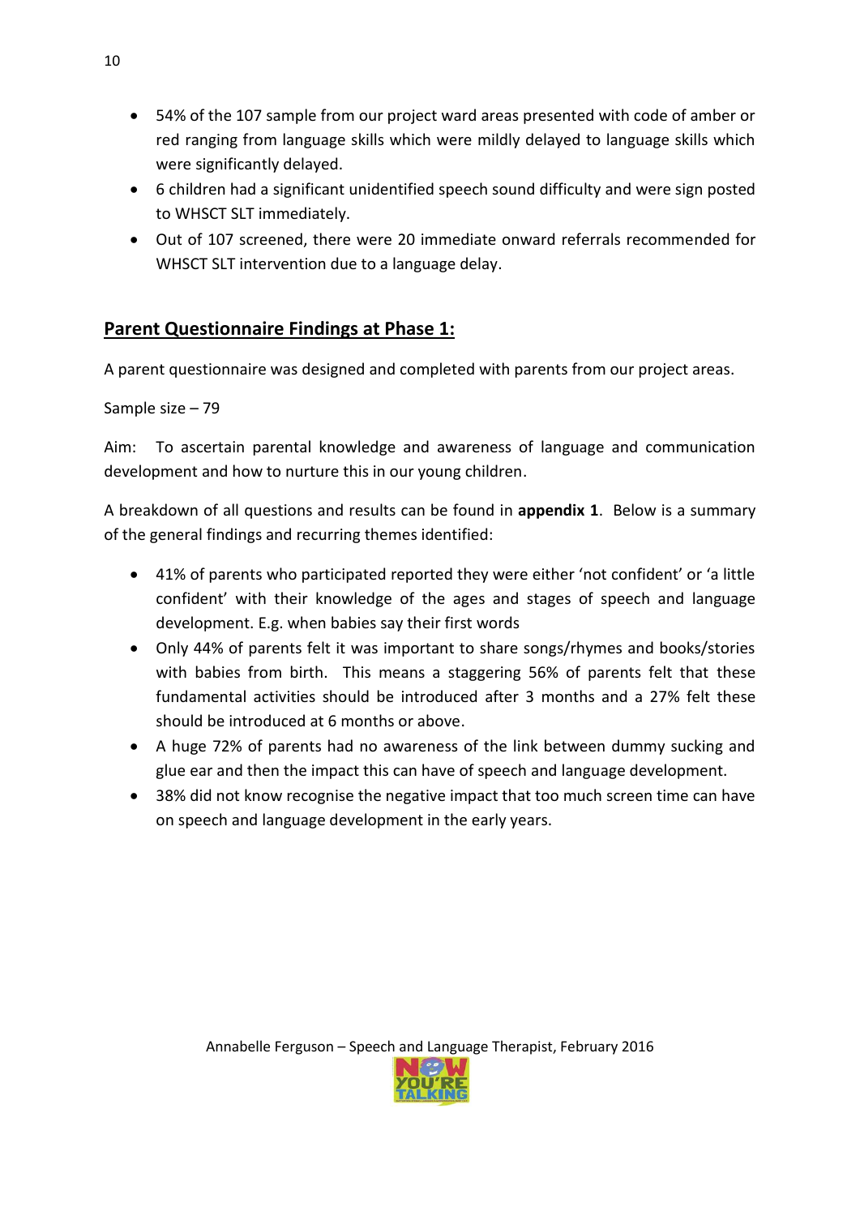- 54% of the 107 sample from our project ward areas presented with code of amber or red ranging from language skills which were mildly delayed to language skills which were significantly delayed.
- 6 children had a significant unidentified speech sound difficulty and were sign posted to WHSCT SLT immediately.
- Out of 107 screened, there were 20 immediate onward referrals recommended for WHSCT SLT intervention due to a language delay.

## Parent Questionnaire Findings at Phase 1:

A parent questionnaire was designed and completed with parents from our project areas.

Sample size – 79

Aim: To ascertain parental knowledge and awareness of language and communication development and how to nurture this in our young children.

A breakdown of all questions and results can be found in **appendix 1**. Below is a summary of the general findings and recurring themes identified:

- 41% of parents who participated reported they were either 'not confident' or 'a little confident' with their knowledge of the ages and stages of speech and language development. E.g. when babies say their first words
- Only 44% of parents felt it was important to share songs/rhymes and books/stories with babies from birth. This means a staggering 56% of parents felt that these fundamental activities should be introduced after 3 months and a 27% felt these should be introduced at 6 months or above.
- A huge 72% of parents had no awareness of the link between dummy sucking and glue ear and then the impact this can have of speech and language development.
- 38% did not know recognise the negative impact that too much screen time can have on speech and language development in the early years.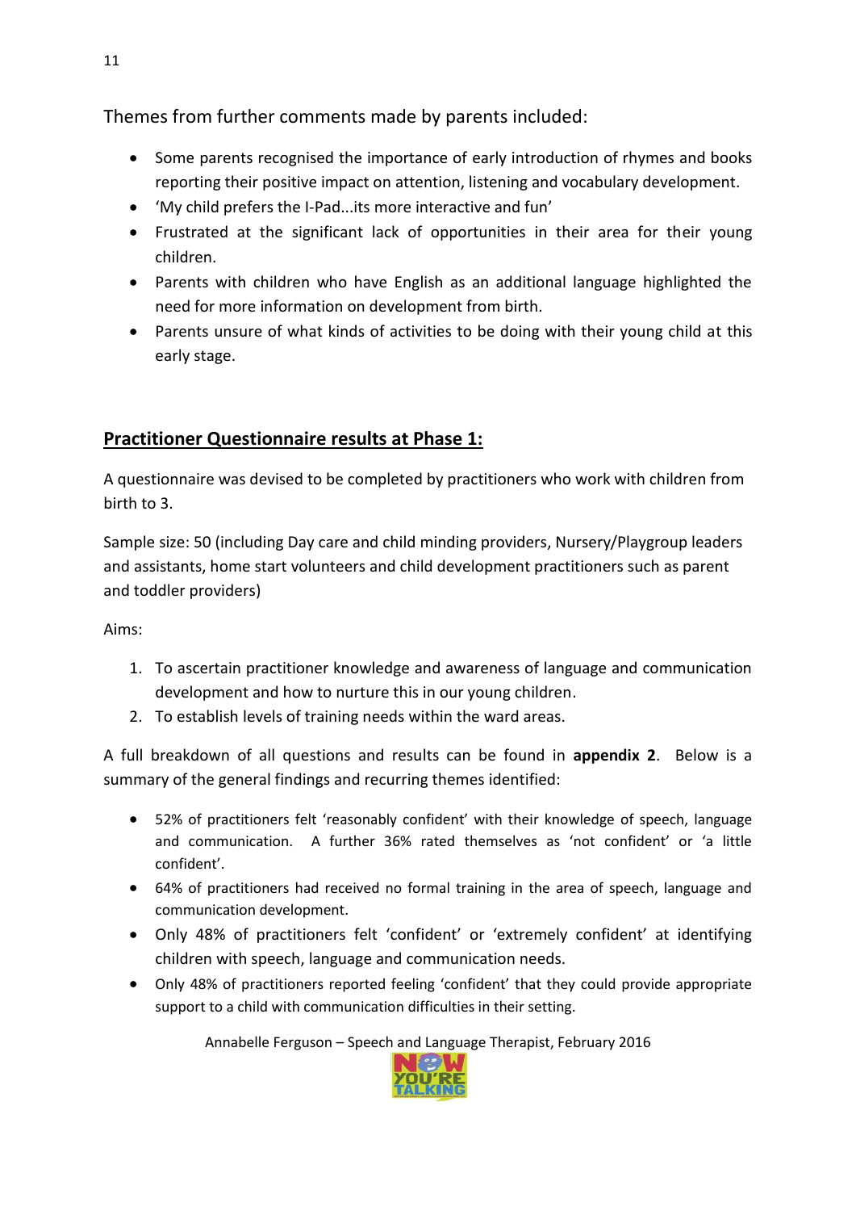Themes from further comments made by parents included:

- Some parents recognised the importance of early introduction of rhymes and books reporting their positive impact on attention, listening and vocabulary development.
- 'My child prefers the I-Pad...its more interactive and fun'
- Frustrated at the significant lack of opportunities in their area for their young children.
- Parents with children who have English as an additional language highlighted the need for more information on development from birth.
- Parents unsure of what kinds of activities to be doing with their young child at this early stage.

## **Practitioner Questionnaire results at Phase 1:**

A questionnaire was devised to be completed by practitioners who work with children from birth to 3.

Sample size: 50 (including Day care and child minding providers, Nursery/Playgroup leaders and assistants, home start volunteers and child development practitioners such as parent and toddler providers)

Aims:

1. To ascertain practitioner knowledge and awareness of language and communication development and how to nurture this in our young children.
2. To establish levels of training needs within the ward areas.

A full breakdown of all questions and results can be found in **appendix 2**. Below is a summary of the general findings and recurring themes identified:

- 52% of practitioners felt 'reasonably confident' with their knowledge of speech, language and communication. A further 36% rated themselves as 'not confident' or 'a little confident'.
- 64% of practitioners had received no formal training in the area of speech, language and communication development.
- Only 48% of practitioners felt 'confident' or 'extremely confident' at identifying children with speech, language and communication needs.
- Only 48% of practitioners reported feeling 'confident' that they could provide appropriate support to a child with communication difficulties in their setting.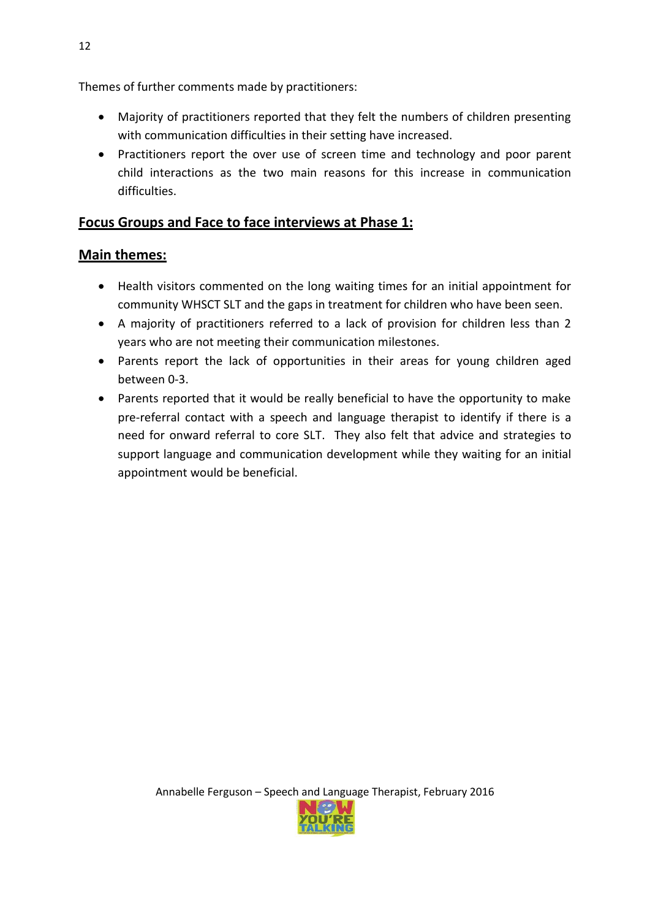Themes of further comments made by practitioners:

- Majority of practitioners reported that they felt the numbers of children presenting with communication difficulties in their setting have increased.
- Practitioners report the over use of screen time and technology and poor parent child interactions as the two main reasons for this increase in communication difficulties.

## Focus Groups and Face to face interviews at Phase 1:

## Main themes:

- Health visitors commented on the long waiting times for an initial appointment for community WHSCT SLT and the gaps in treatment for children who have been seen.
- A majority of practitioners referred to a lack of provision for children less than 2 years who are not meeting their communication milestones.
- Parents report the lack of opportunities in their areas for young children aged between 0-3.
- Parents reported that it would be really beneficial to have the opportunity to make pre-referral contact with a speech and language therapist to identify if there is a need for onward referral to core SLT. They also felt that advice and strategies to support language and communication development while they waiting for an initial appointment would be beneficial.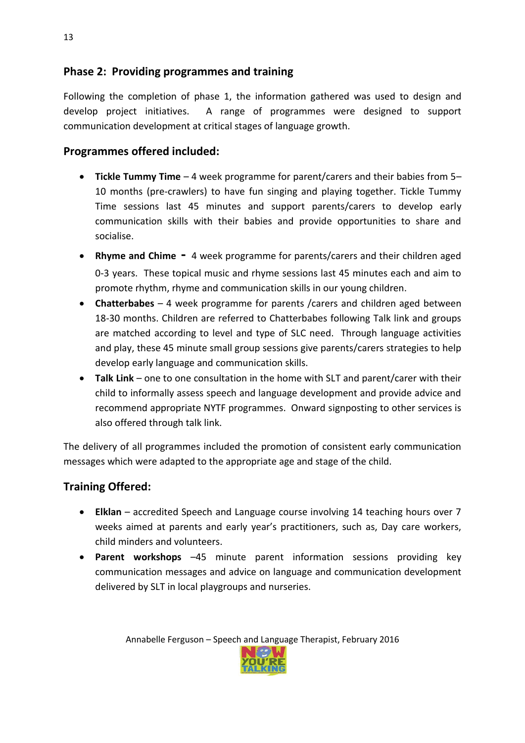## Phase 2: Providing programmes and training

Following the completion of phase 1, the information gathered was used to design and develop project initiatives. A range of programmes were designed to support communication development at critical stages of language growth.

## Programmes offered included:

- **Tickle Tummy Time** – 4 week programme for parent/carers and their babies from 5–10 months (pre-crawlers) to have fun singing and playing together. Tickle Tummy Time sessions last 45 minutes and support parents/carers to develop early communication skills with their babies and provide opportunities to share and socialise.
- **Rhyme and Chime -** 4 week programme for parents/carers and their children aged 0-3 years. These topical music and rhyme sessions last 45 minutes each and aim to promote rhythm, rhyme and communication skills in our young children.
- **Chatterbabes** – 4 week programme for parents /carers and children aged between 18-30 months. Children are referred to Chatterbabes following Talk link and groups are matched according to level and type of SLC need. Through language activities and play, these 45 minute small group sessions give parents/carers strategies to help develop early language and communication skills.
- **Talk Link** – one to one consultation in the home with SLT and parent/carer with their child to informally assess speech and language development and provide advice and recommend appropriate NYTF programmes. Onward signposting to other services is also offered through talk link.

The delivery of all programmes included the promotion of consistent early communication messages which were adapted to the appropriate age and stage of the child.

## Training Offered:

- **Elklan** – accredited Speech and Language course involving 14 teaching hours over 7 weeks aimed at parents and early year's practitioners, such as, Day care workers, child minders and volunteers.
- **Parent workshops** –45 minute parent information sessions providing key communication messages and advice on language and communication development delivered by SLT in local playgroups and nurseries.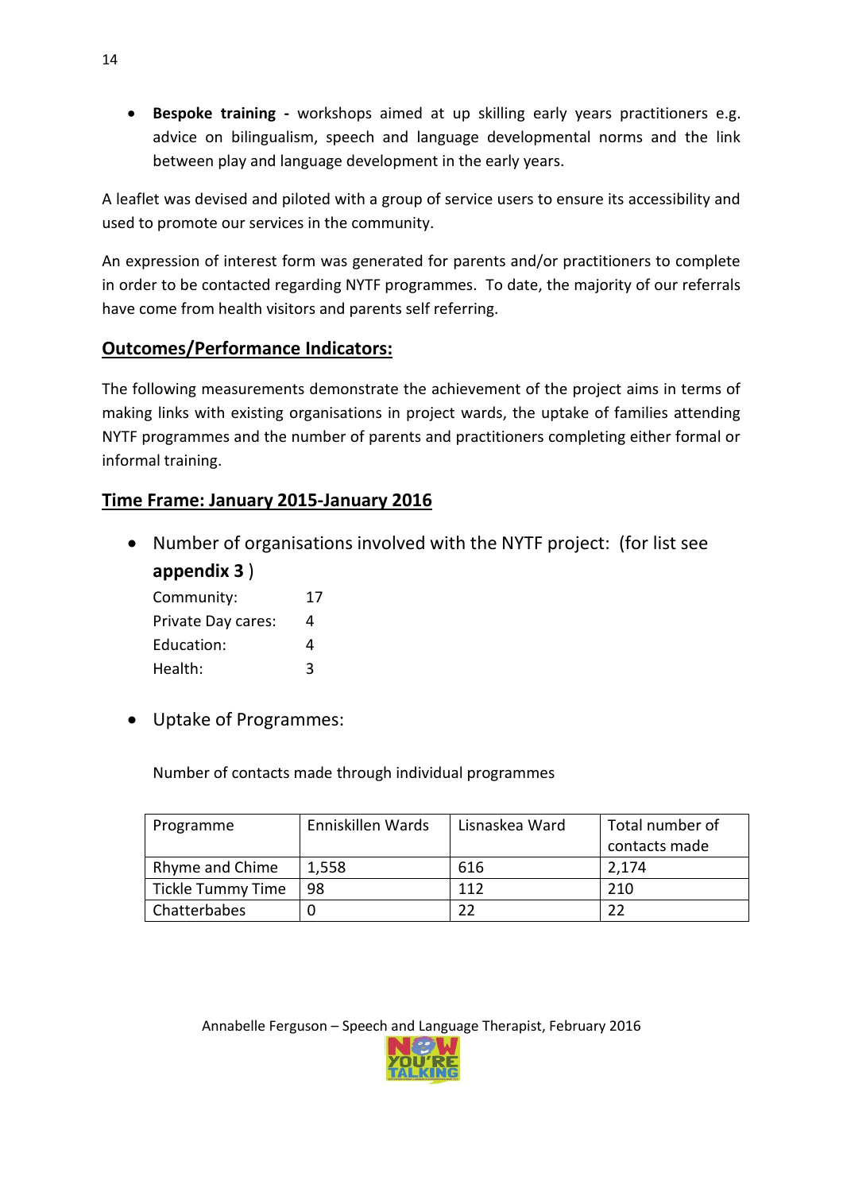- **Bespoke training -** workshops aimed at up skilling early years practitioners e.g. advice on bilingualism, speech and language developmental norms and the link between play and language development in the early years.

A leaflet was devised and piloted with a group of service users to ensure its accessibility and used to promote our services in the community.

An expression of interest form was generated for parents and/or practitioners to complete in order to be contacted regarding NYTF programmes. To date, the majority of our referrals have come from health visitors and parents self referring.

## Outcomes/Performance Indicators:

The following measurements demonstrate the achievement of the project aims in terms of making links with existing organisations in project wards, the uptake of families attending NYTF programmes and the number of parents and practitioners completing either formal or informal training.

## Time Frame: January 2015-January 2016

- Number of organisations involved with the NYTF project: (for list see **appendix 3** )

  Community: 17
  Private Day cares: 4
  Education: 4
  Health: 3

- Uptake of Programmes:

  Number of contacts made through individual programmes

| Programme | Enniskillen Wards | Lisnaskea Ward | Total number of contacts made |
|---|---|---|---|
| Rhyme and Chime | 1,558 | 616 | 2,174 |
| Tickle Tummy Time | 98 | 112 | 210 |
| Chatterbabes | 0 | 22 | 22 |

Annabelle Ferguson – Speech and Language Therapist, February 2016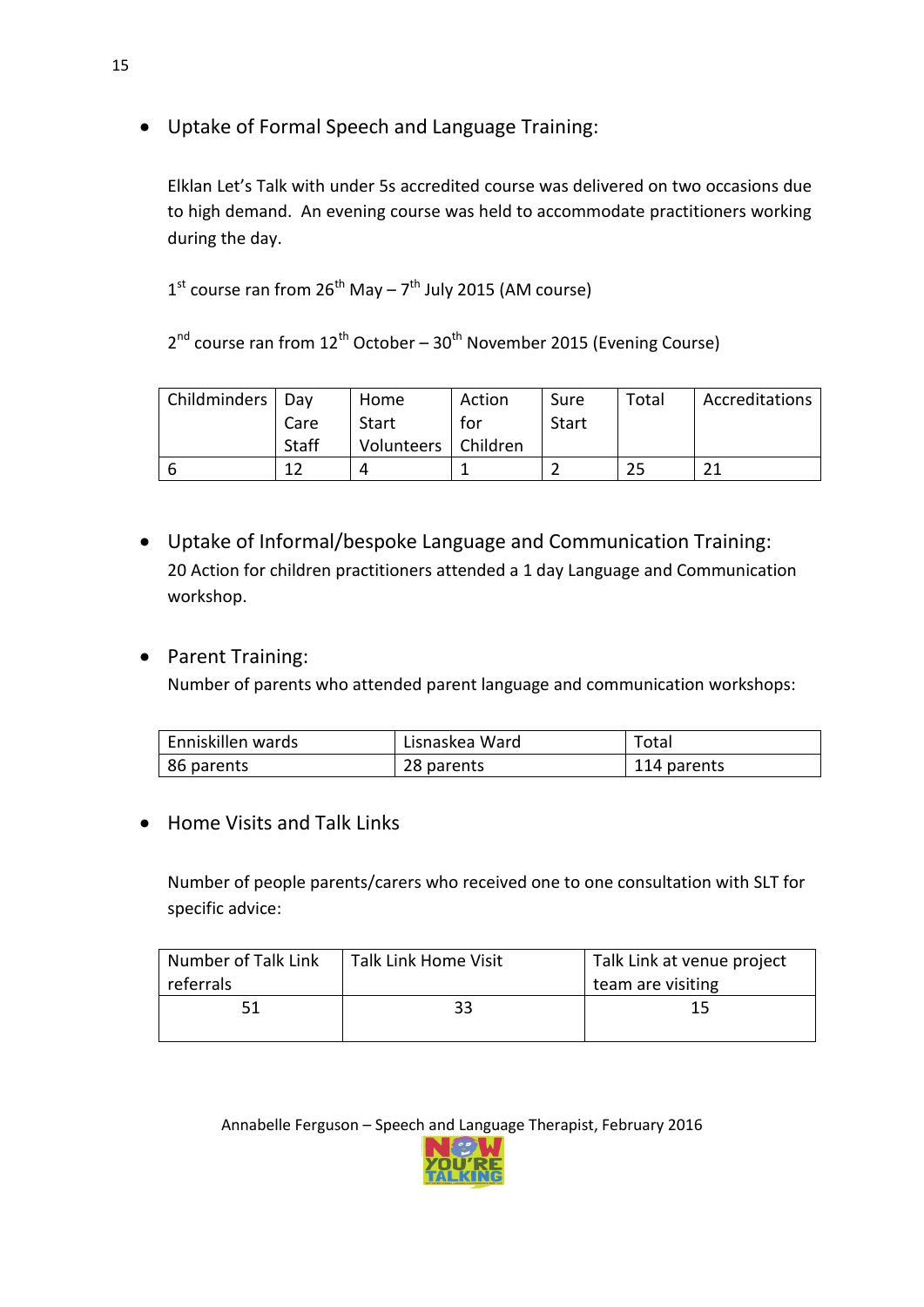- Uptake of Formal Speech and Language Training:

  Elklan Let's Talk with under 5s accredited course was delivered on two occasions due to high demand. An evening course was held to accommodate practitioners working during the day.

  1st course ran from 26th May – 7th July 2015 (AM course)

  2nd course ran from 12th October – 30th November 2015 (Evening Course)

| Childminders | Day Care Staff | Home Start Volunteers | Action for Children | Sure Start | Total | Accreditations |
|---|---|---|---|---|---|---|
| 6 | 12 | 4 | 1 | 2 | 25 | 21 |

- Uptake of Informal/bespoke Language and Communication Training:
  20 Action for children practitioners attended a 1 day Language and Communication workshop.

- Parent Training:
  Number of parents who attended parent language and communication workshops:

| Enniskillen wards | Lisnaskea Ward | Total |
|---|---|---|
| 86 parents | 28 parents | 114 parents |

- Home Visits and Talk Links

  Number of people parents/carers who received one to one consultation with SLT for specific advice:

| Number of Talk Link referrals | Talk Link Home Visit | Talk Link at venue project team are visiting |
|---|---|---|
| 51 | 33 | 15 |

Annabelle Ferguson – Speech and Language Therapist, February 2016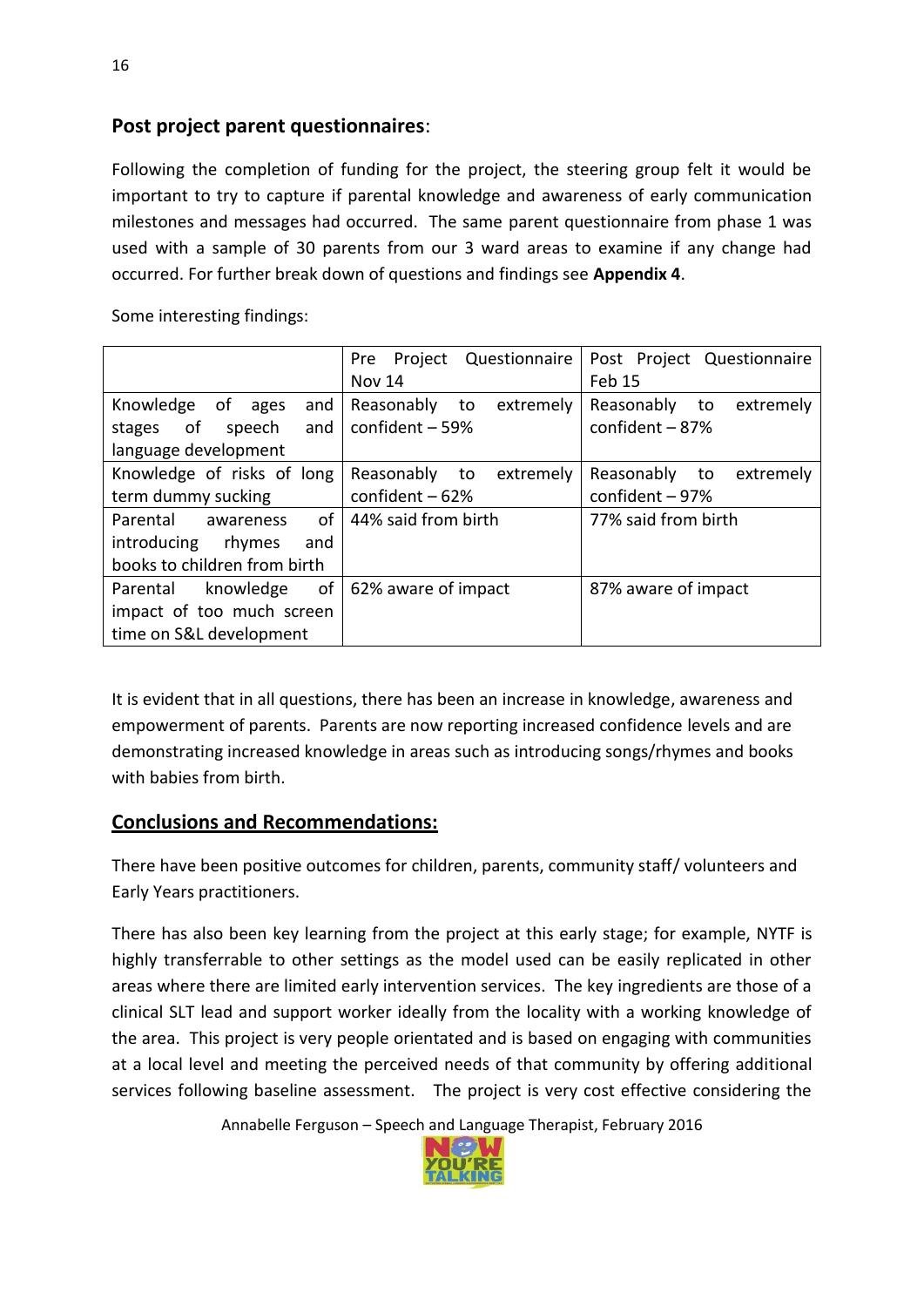**Post project parent questionnaires**:

Following the completion of funding for the project, the steering group felt it would be important to try to capture if parental knowledge and awareness of early communication milestones and messages had occurred. The same parent questionnaire from phase 1 was used with a sample of 30 parents from our 3 ward areas to examine if any change had occurred. For further break down of questions and findings see **Appendix 4**.

Some interesting findings:

| | Pre Project Questionnaire Nov 14 | Post Project Questionnaire Feb 15 |
|---|---|---|
| Knowledge of ages and stages of speech and language development | Reasonably to extremely confident – 59% | Reasonably to extremely confident – 87% |
| Knowledge of risks of long term dummy sucking | Reasonably to extremely confident – 62% | Reasonably to extremely confident – 97% |
| Parental awareness of introducing rhymes and books to children from birth | 44% said from birth | 77% said from birth |
| Parental knowledge of impact of too much screen time on S&L development | 62% aware of impact | 87% aware of impact |

It is evident that in all questions, there has been an increase in knowledge, awareness and empowerment of parents. Parents are now reporting increased confidence levels and are demonstrating increased knowledge in areas such as introducing songs/rhymes and books with babies from birth.

## Conclusions and Recommendations:

There have been positive outcomes for children, parents, community staff/ volunteers and Early Years practitioners.

There has also been key learning from the project at this early stage; for example, NYTF is highly transferrable to other settings as the model used can be easily replicated in other areas where there are limited early intervention services. The key ingredients are those of a clinical SLT lead and support worker ideally from the locality with a working knowledge of the area. This project is very people orientated and is based on engaging with communities at a local level and meeting the perceived needs of that community by offering additional services following baseline assessment. The project is very cost effective considering the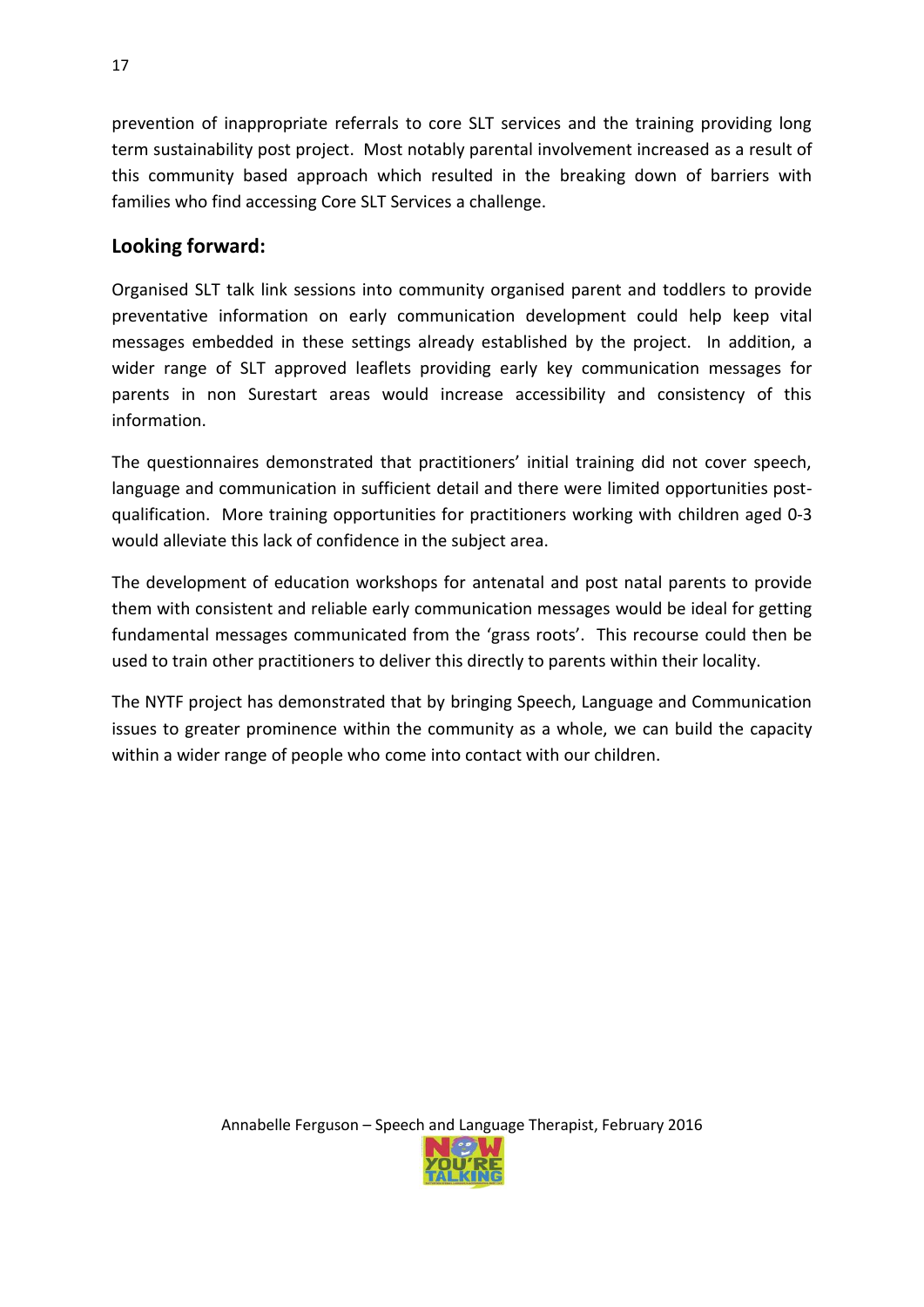prevention of inappropriate referrals to core SLT services and the training providing long term sustainability post project. Most notably parental involvement increased as a result of this community based approach which resulted in the breaking down of barriers with families who find accessing Core SLT Services a challenge.

## Looking forward:

Organised SLT talk link sessions into community organised parent and toddlers to provide preventative information on early communication development could help keep vital messages embedded in these settings already established by the project. In addition, a wider range of SLT approved leaflets providing early key communication messages for parents in non Surestart areas would increase accessibility and consistency of this information.

The questionnaires demonstrated that practitioners' initial training did not cover speech, language and communication in sufficient detail and there were limited opportunities post-qualification. More training opportunities for practitioners working with children aged 0-3 would alleviate this lack of confidence in the subject area.

The development of education workshops for antenatal and post natal parents to provide them with consistent and reliable early communication messages would be ideal for getting fundamental messages communicated from the 'grass roots'. This recourse could then be used to train other practitioners to deliver this directly to parents within their locality.

The NYTF project has demonstrated that by bringing Speech, Language and Communication issues to greater prominence within the community as a whole, we can build the capacity within a wider range of people who come into contact with our children.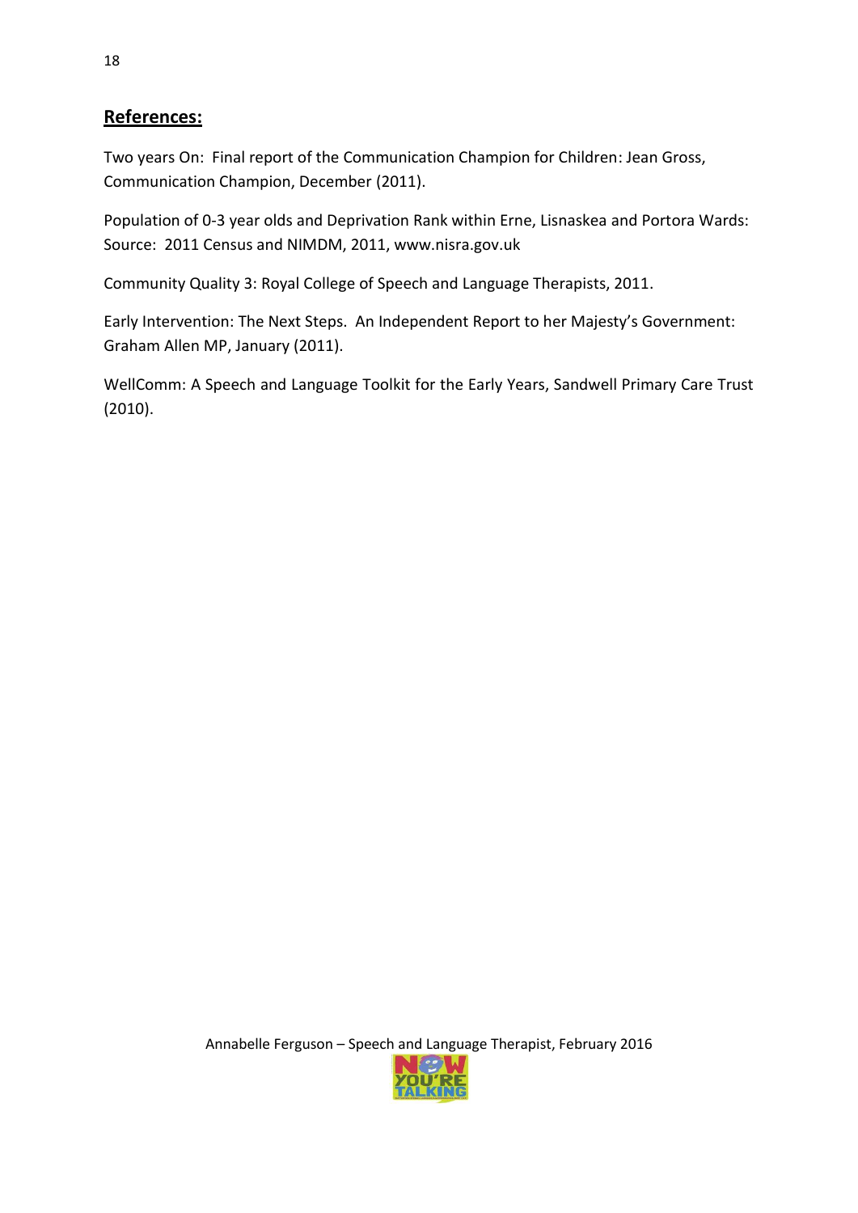## References:

Two years On: Final report of the Communication Champion for Children: Jean Gross, Communication Champion, December (2011).

Population of 0-3 year olds and Deprivation Rank within Erne, Lisnaskea and Portora Wards: Source: 2011 Census and NIMDM, 2011, www.nisra.gov.uk

Community Quality 3: Royal College of Speech and Language Therapists, 2011.

Early Intervention: The Next Steps. An Independent Report to her Majesty's Government: Graham Allen MP, January (2011).

WellComm: A Speech and Language Toolkit for the Early Years, Sandwell Primary Care Trust (2010).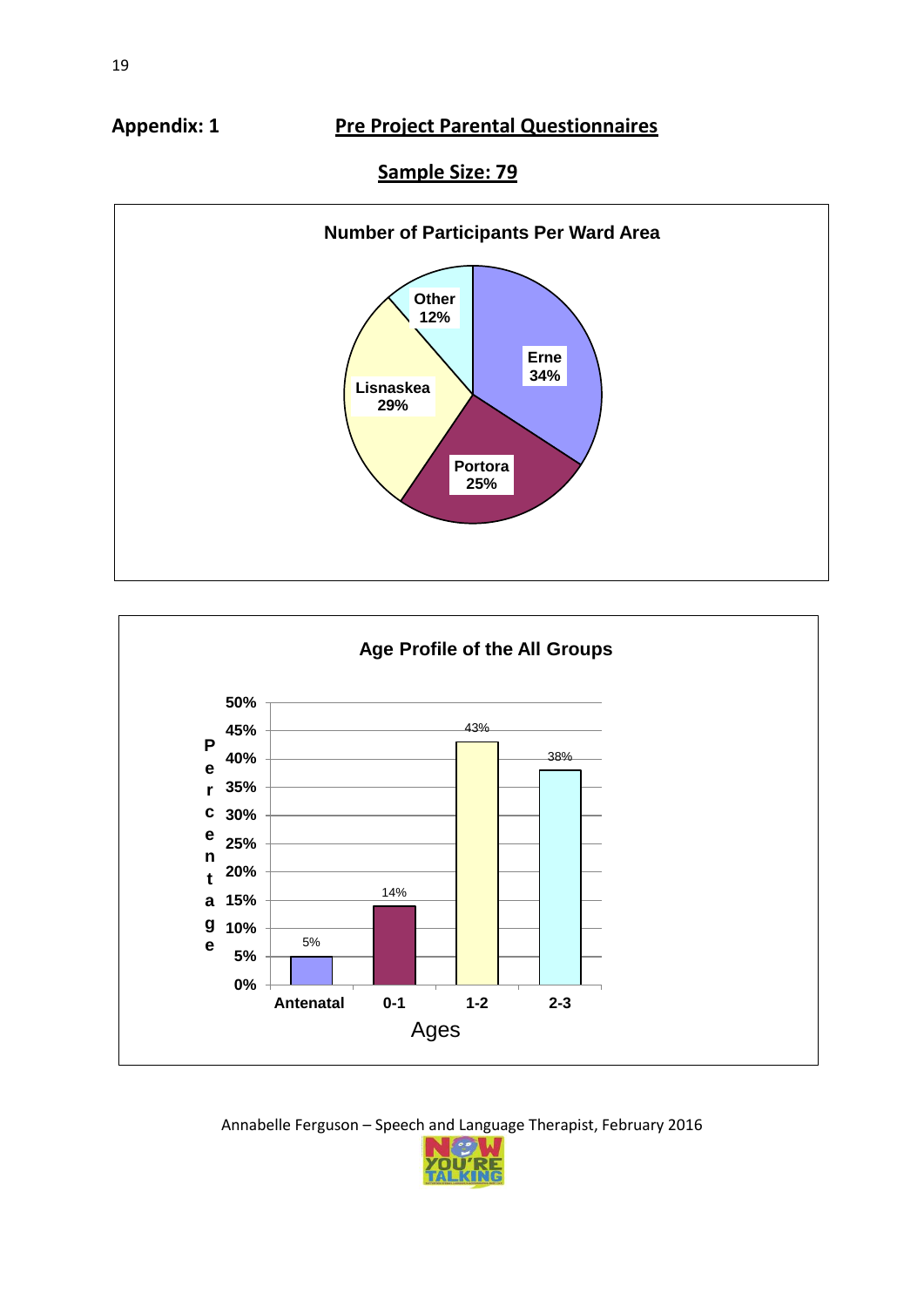**Appendix: 1** **Pre Project Parental Questionnaires**

**Sample Size: 79**

**Number of Participants Per Ward Area**

| Ward Area | Percentage |
|---|---|
| Erne | 34% |
| Portora | 25% |
| Lisnaskea | 29% |
| Other | 12% |

**Age Profile of the All Groups**

| Ages | Percentage |
|---|---|
| Antenatal | 5% |
| 0-1 | 14% |
| 1-2 | 43% |
| 2-3 | 38% |

Annabelle Ferguson – Speech and Language Therapist, February 2016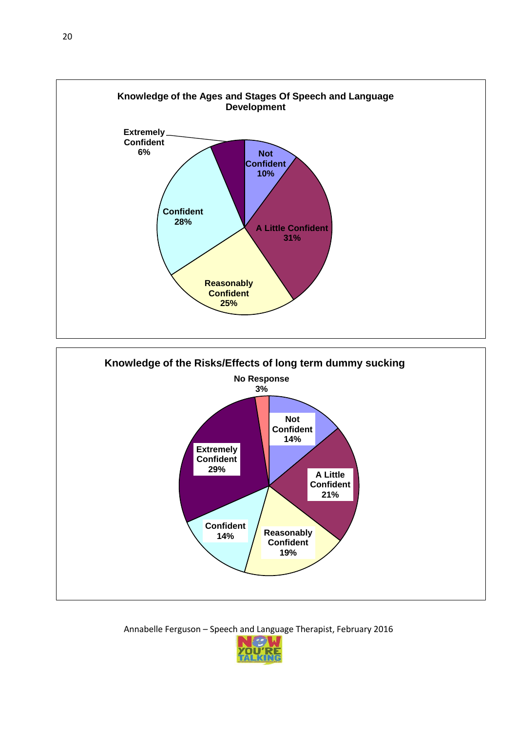**Knowledge of the Ages and Stages Of Speech and Language Development**

| Response | Percentage |
| --- | --- |
| Not Confident | 10% |
| A Little Confident | 31% |
| Reasonably Confident | 25% |
| Confident | 28% |
| Extremely Confident | 6% |

**Knowledge of the Risks/Effects of long term dummy sucking**

| Response | Percentage |
| --- | --- |
| No Response | 3% |
| Not Confident | 14% |
| A Little Confident | 21% |
| Reasonably Confident | 19% |
| Confident | 14% |
| Extremely Confident | 29% |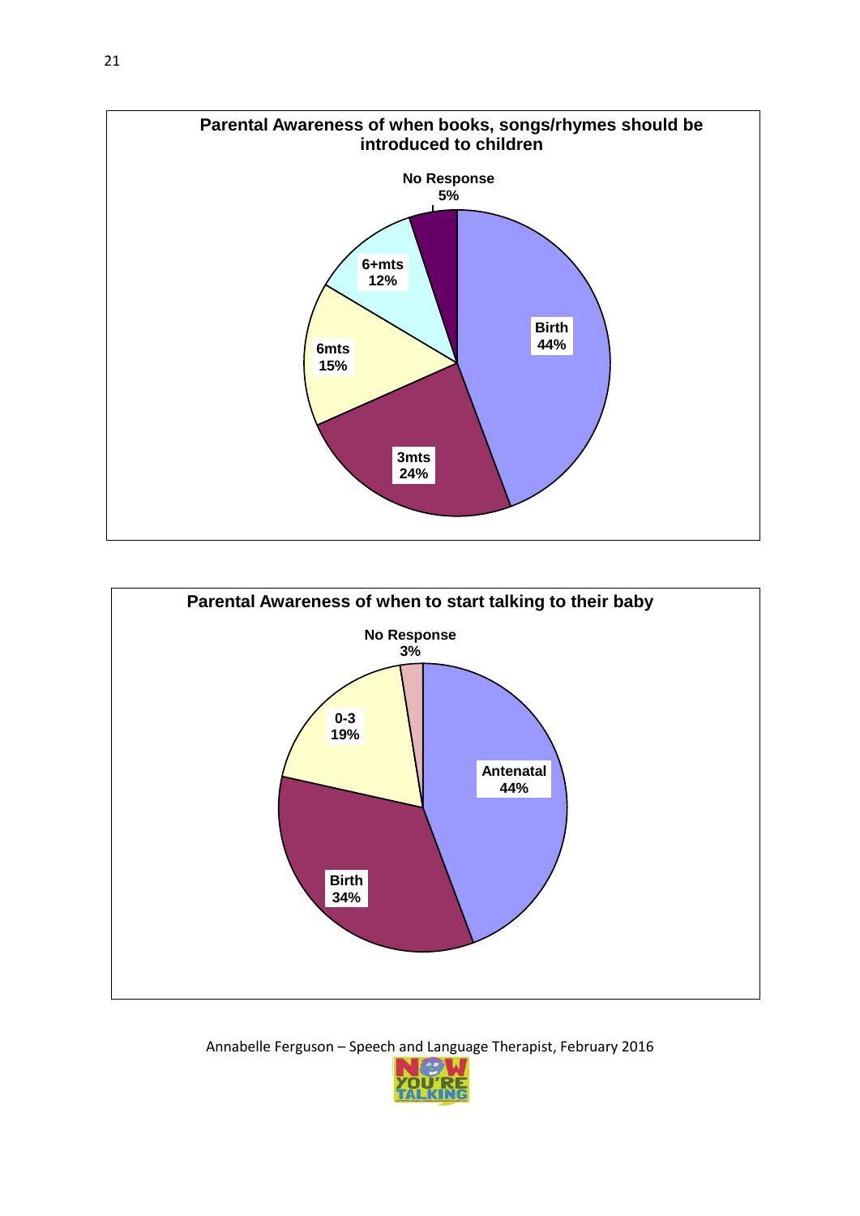**Parental Awareness of when books, songs/rhymes should be introduced to children**

| Response | Percentage |
|---|---|
| Birth | 44% |
| 3mts | 24% |
| 6mts | 15% |
| 6+mts | 12% |
| No Response | 5% |

**Parental Awareness of when to start talking to their baby**

| Response | Percentage |
|---|---|
| Antenatal | 44% |
| Birth | 34% |
| 0-3 | 19% |
| No Response | 3% |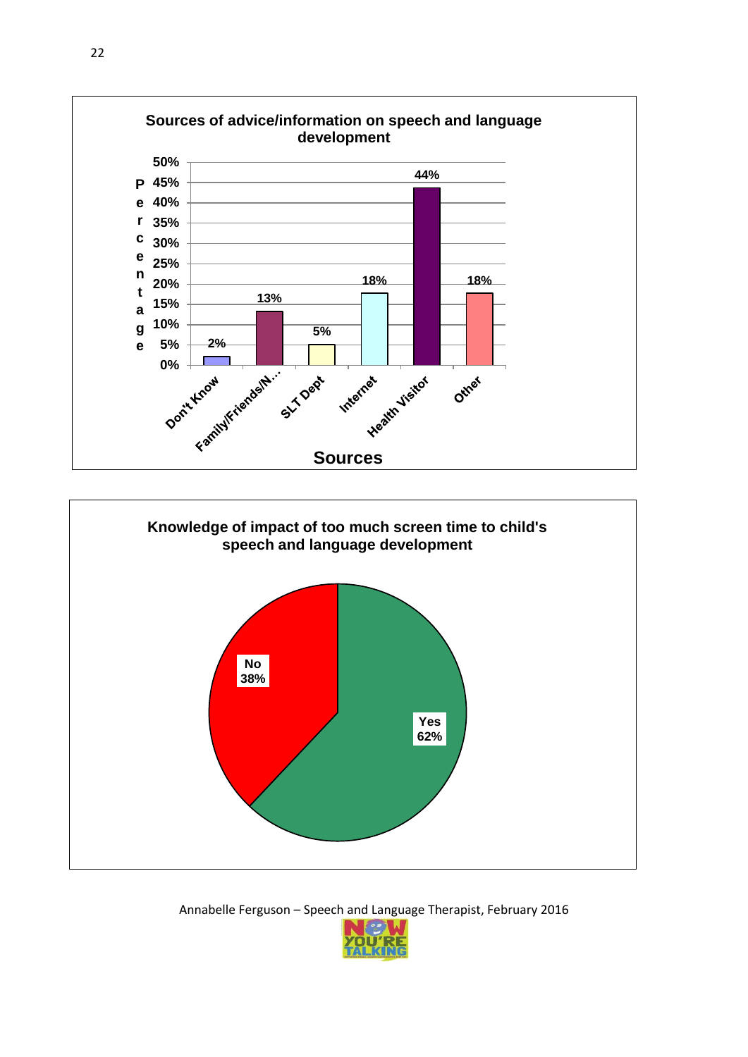**Sources of advice/information on speech and language development**

| Sources | Percentage |
|---|---|
| Don't Know | 2% |
| Family/Friends/N... | 13% |
| SLT Dept | 5% |
| Internet | 18% |
| Health Visitor | 44% |
| Other | 18% |

**Knowledge of impact of too much screen time to child's speech and language development**

| Response | Percentage |
|---|---|
| Yes | 62% |
| No | 38% |

Annabelle Ferguson – Speech and Language Therapist, February 2016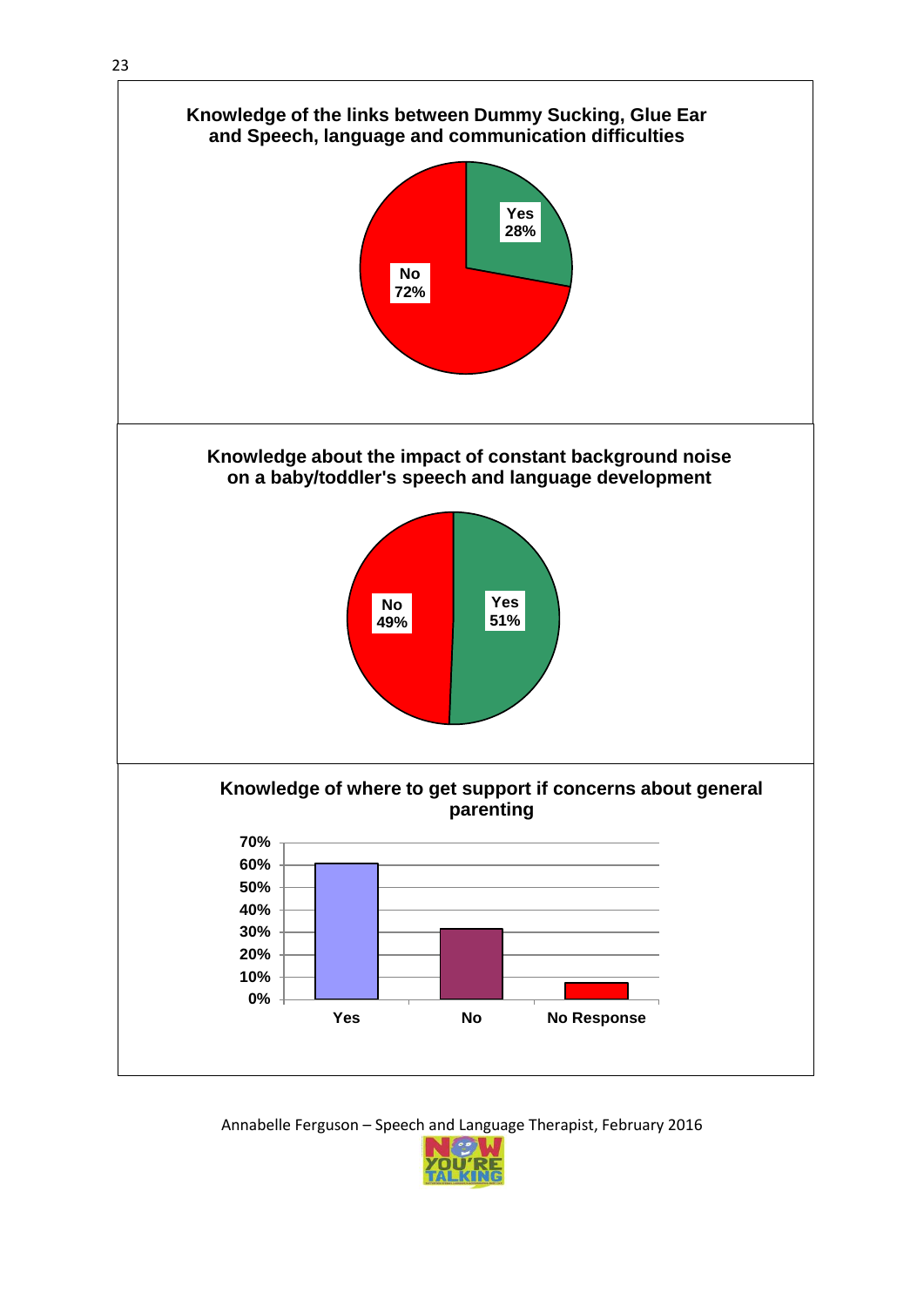**Knowledge of the links between Dummy Sucking, Glue Ear and Speech, language and communication difficulties**

| Response | Percentage |
|---|---|
| Yes | 28% |
| No | 72% |

**Knowledge about the impact of constant background noise on a baby/toddler's speech and language development**

| Response | Percentage |
|---|---|
| Yes | 51% |
| No | 49% |

**Knowledge of where to get support if concerns about general parenting**

(Bar chart; y-axis 0%–70%; categories: Yes, No, No Response)

Annabelle Ferguson – Speech and Language Therapist, February 2016

NOW YOU'RE TALKING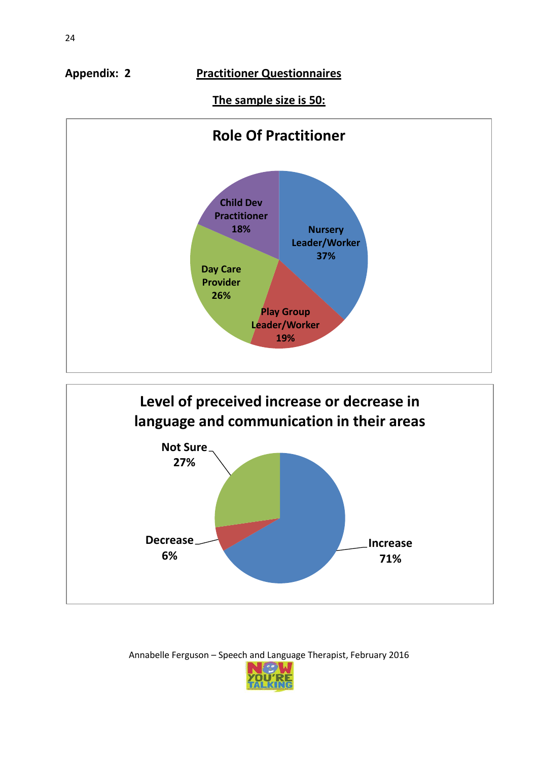**Appendix: 2** **Practitioner Questionnaires**

**The sample size is 50:**

**Role Of Practitioner**

- Nursery Leader/Worker 37%
- Play Group Leader/Worker 19%
- Day Care Provider 26%
- Child Dev Practitioner 18%

**Level of preceived increase or decrease in language and communication in their areas**

- Increase 71%
- Decrease 6%
- Not Sure 27%

Annabelle Ferguson – Speech and Language Therapist, February 2016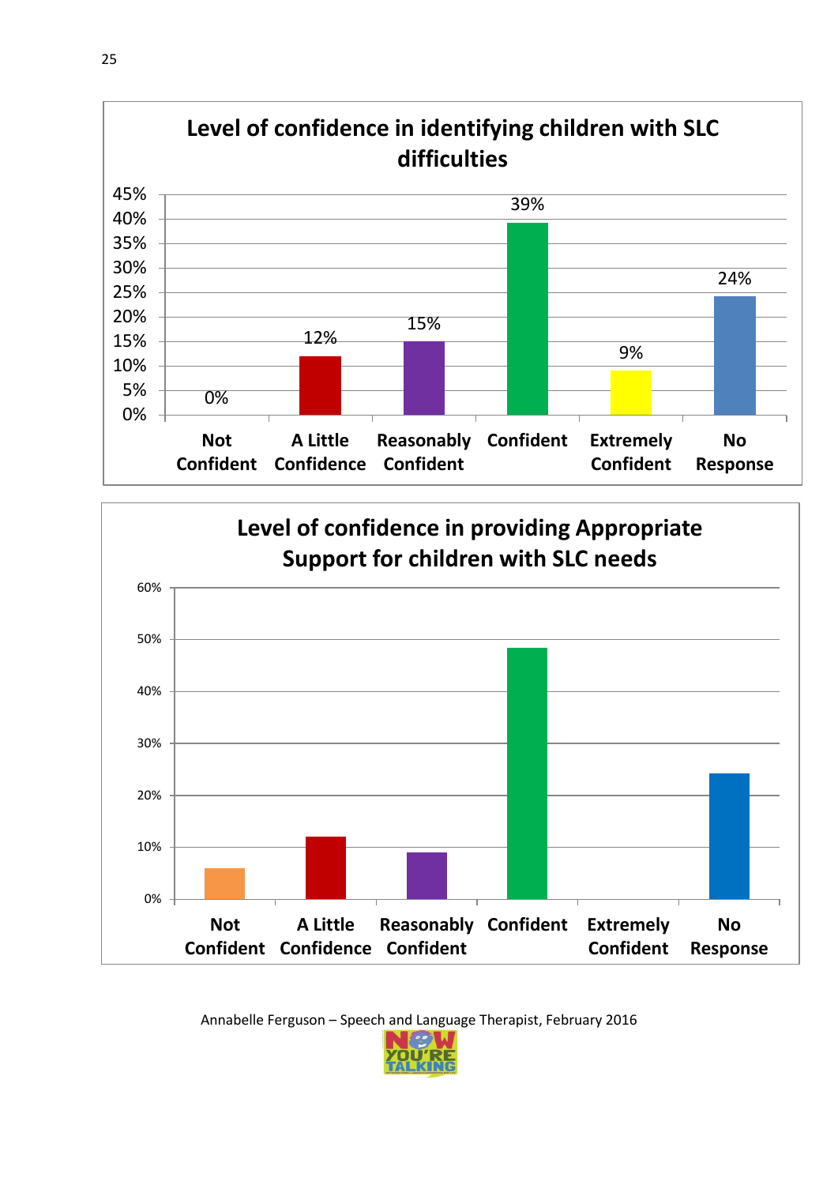**Level of confidence in identifying children with SLC difficulties**

| Response | Percentage |
|---|---|
| Not Confident | 0% |
| A Little Confidence | 12% |
| Reasonably Confident | 15% |
| Confident | 39% |
| Extremely Confident | 9% |
| No Response | 24% |

**Level of confidence in providing Appropriate Support for children with SLC needs**

| Response | Percentage (approx.) |
|---|---|
| Not Confident | 6% |
| A Little Confidence | 12% |
| Reasonably Confident | 9% |
| Confident | 48% |
| Extremely Confident | 0% |
| No Response | 24% |

Annabelle Ferguson – Speech and Language Therapist, February 2016

NOW YOU'RE TALKING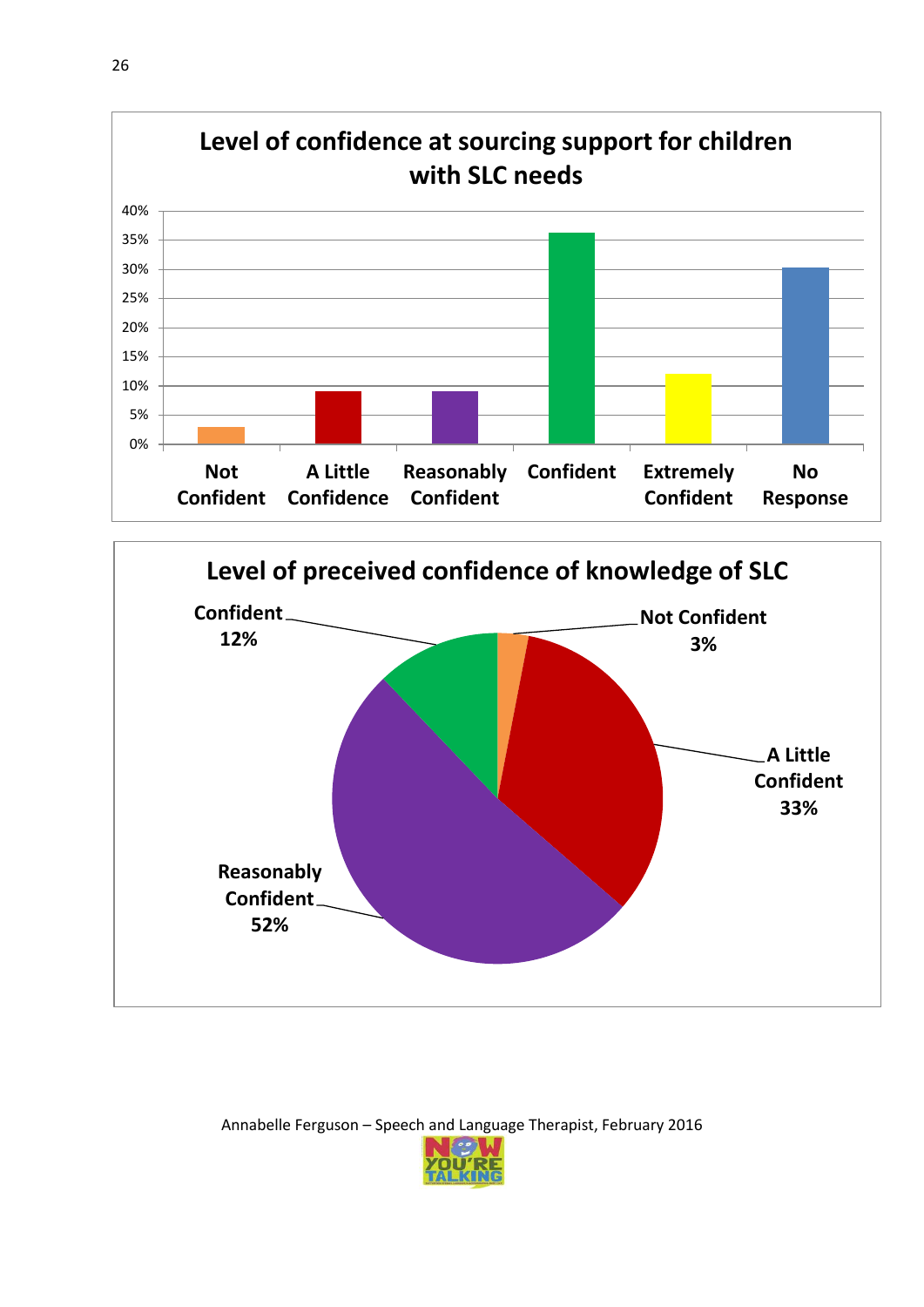**Level of confidence at sourcing support for children with SLC needs**

| Response | Percentage |
|---|---|
| Not Confident | 3% |
| A Little Confidence | 9% |
| Reasonably Confident | 9% |
| Confident | 36% |
| Extremely Confident | 12% |
| No Response | 30% |

**Level of preceived confidence of knowledge of SLC**

| Response | Percentage |
|---|---|
| Not Confident | 3% |
| A Little Confident | 33% |
| Reasonably Confident | 52% |
| Confident | 12% |

Annabelle Ferguson – Speech and Language Therapist, February 2016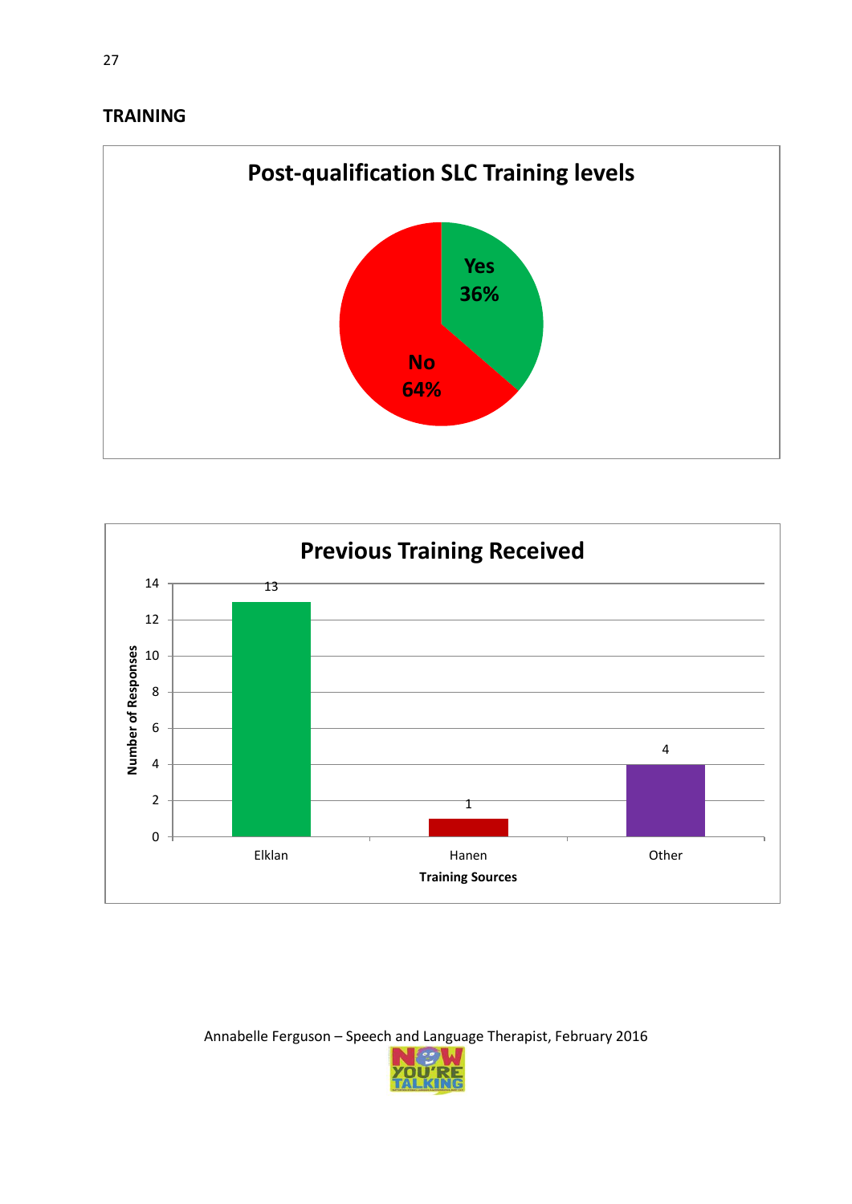## TRAINING

**Post-qualification SLC Training levels**

| Response | Percentage |
|---|---|
| Yes | 36% |
| No | 64% |

**Previous Training Received**

| Training Sources | Number of Responses |
|---|---|
| Elklan | 13 |
| Hanen | 1 |
| Other | 4 |

Annabelle Ferguson – Speech and Language Therapist, February 2016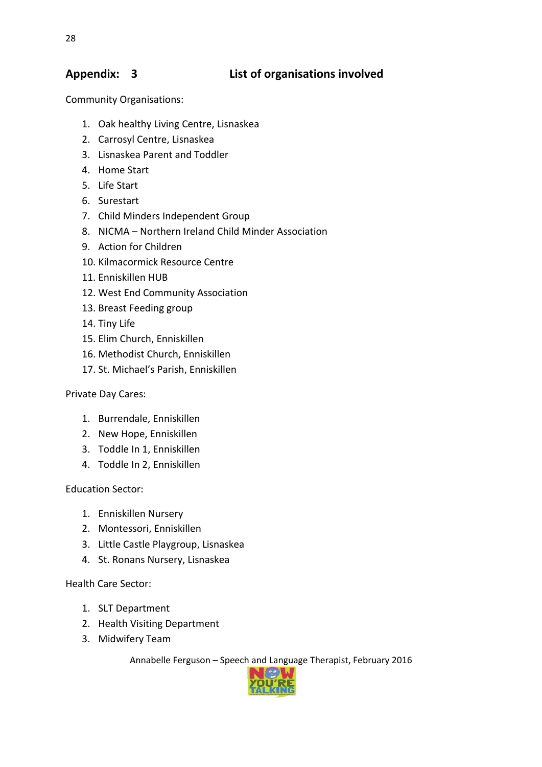## Appendix: 3 List of organisations involved

Community Organisations:

1. Oak healthy Living Centre, Lisnaskea
2. Carrosyl Centre, Lisnaskea
3. Lisnaskea Parent and Toddler
4. Home Start
5. Life Start
6. Surestart
7. Child Minders Independent Group
8. NICMA – Northern Ireland Child Minder Association
9. Action for Children
10. Kilmacormick Resource Centre
11. Enniskillen HUB
12. West End Community Association
13. Breast Feeding group
14. Tiny Life
15. Elim Church, Enniskillen
16. Methodist Church, Enniskillen
17. St. Michael's Parish, Enniskillen

Private Day Cares:

1. Burrendale, Enniskillen
2. New Hope, Enniskillen
3. Toddle In 1, Enniskillen
4. Toddle In 2, Enniskillen

Education Sector:

1. Enniskillen Nursery
2. Montessori, Enniskillen
3. Little Castle Playgroup, Lisnaskea
4. St. Ronans Nursery, Lisnaskea

Health Care Sector:

1. SLT Department
2. Health Visiting Department
3. Midwifery Team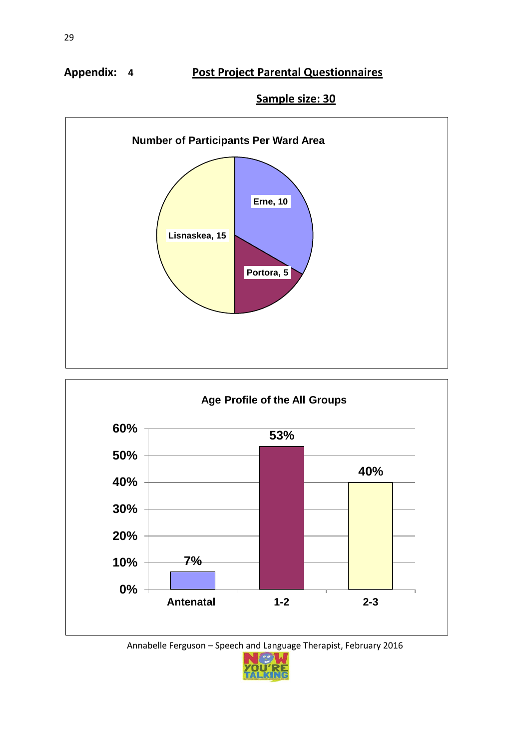**Appendix: 4** **Post Project Parental Questionnaires**

**Sample size: 30**

**Number of Participants Per Ward Area**

| Ward Area | Participants |
|---|---|
| Erne | 10 |
| Portora | 5 |
| Lisnaskea | 15 |

**Age Profile of the All Groups**

| Age | Percentage |
|---|---|
| Antenatal | 7% |
| 1-2 | 53% |
| 2-3 | 40% |

Annabelle Ferguson – Speech and Language Therapist, February 2016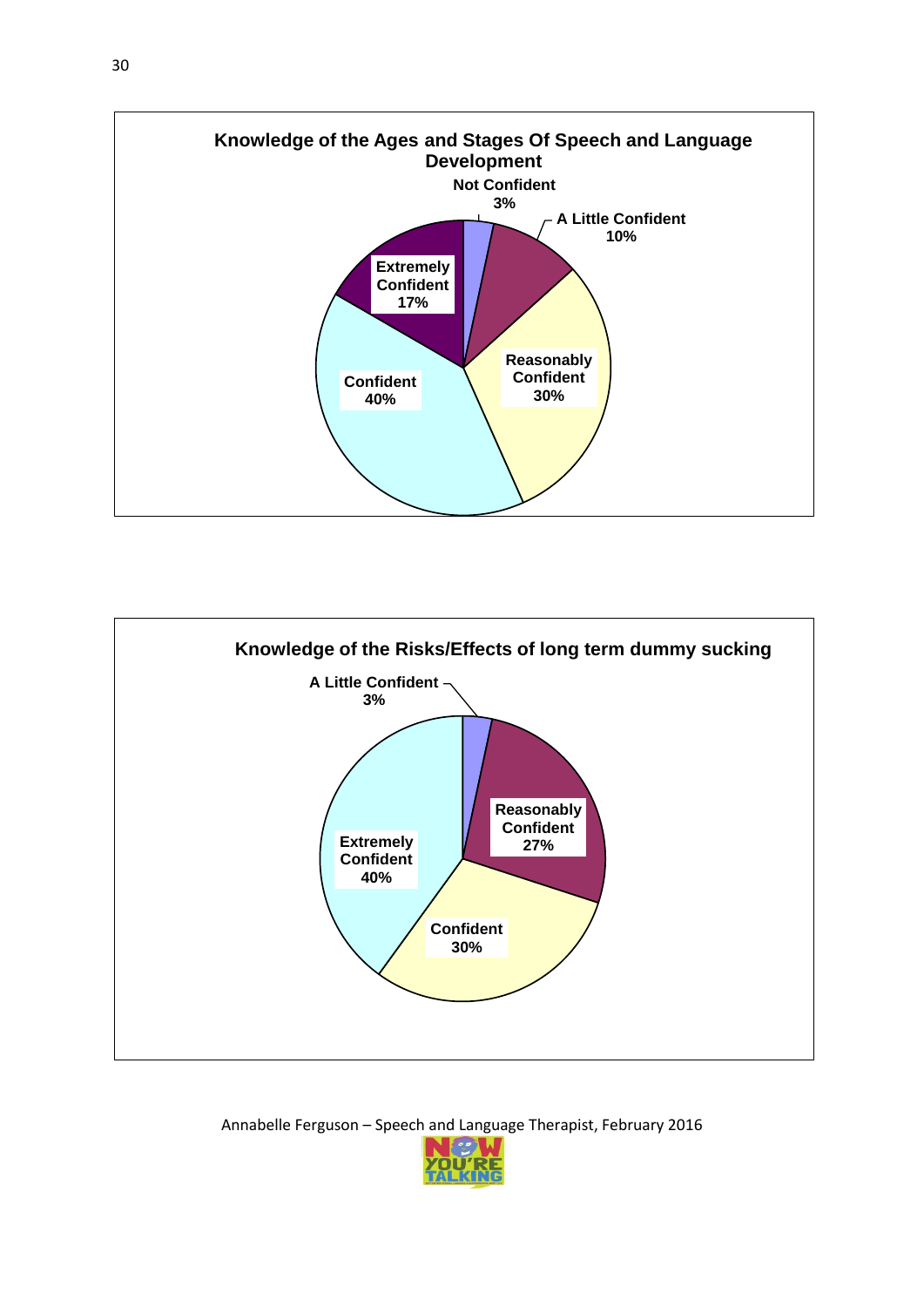**Knowledge of the Ages and Stages Of Speech and Language Development**

| Response | Percentage |
|---|---|
| Not Confident | 3% |
| A Little Confident | 10% |
| Reasonably Confident | 30% |
| Confident | 40% |
| Extremely Confident | 17% |

**Knowledge of the Risks/Effects of long term dummy sucking**

| Response | Percentage |
|---|---|
| A Little Confident | 3% |
| Reasonably Confident | 27% |
| Confident | 30% |
| Extremely Confident | 40% |

Annabelle Ferguson – Speech and Language Therapist, February 2016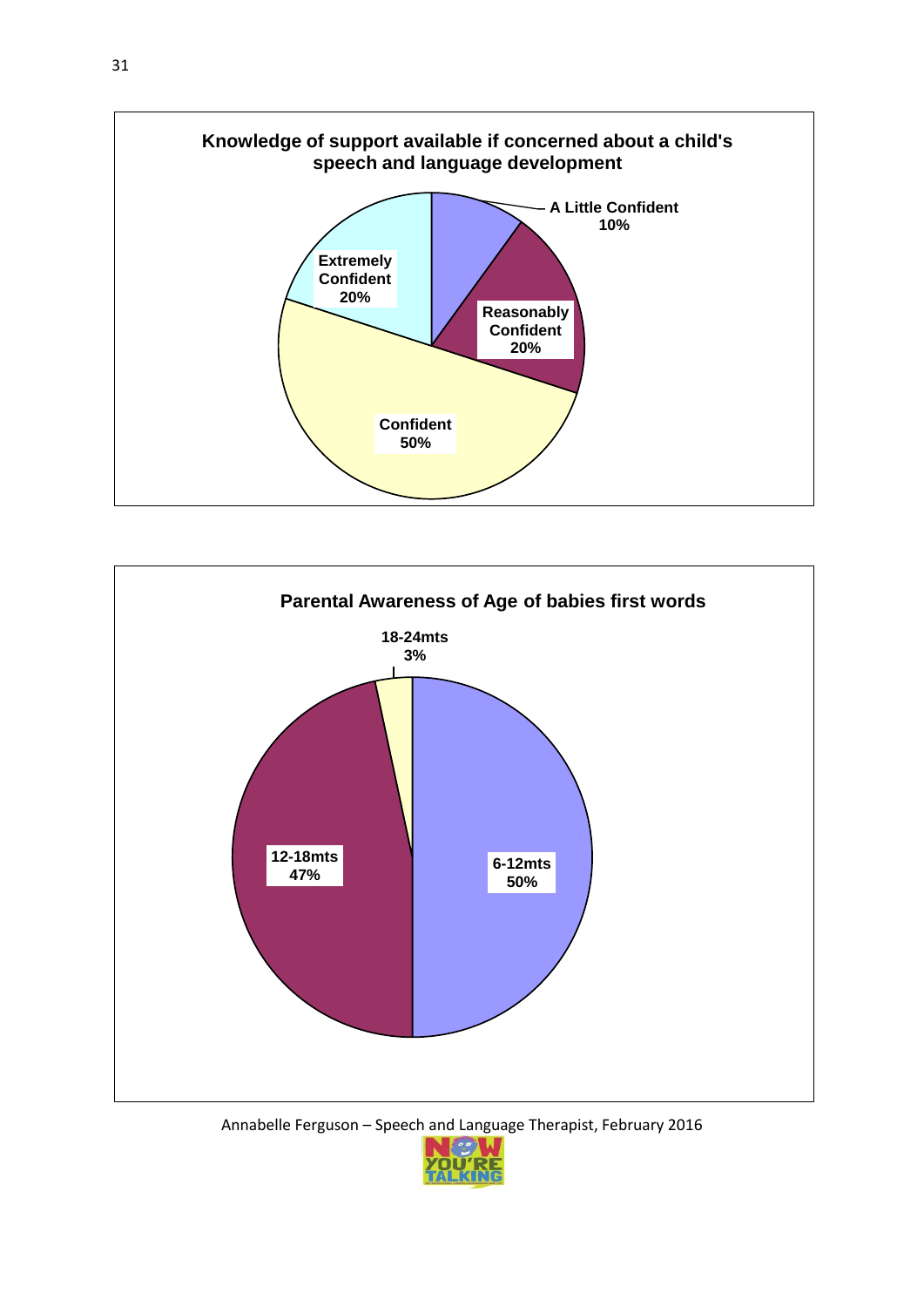**Knowledge of support available if concerned about a child's speech and language development**

| Response | Percentage |
|---|---|
| A Little Confident | 10% |
| Reasonably Confident | 20% |
| Confident | 50% |
| Extremely Confident | 20% |

**Parental Awareness of Age of babies first words**

| Age | Percentage |
|---|---|
| 6-12mts | 50% |
| 12-18mts | 47% |
| 18-24mts | 3% |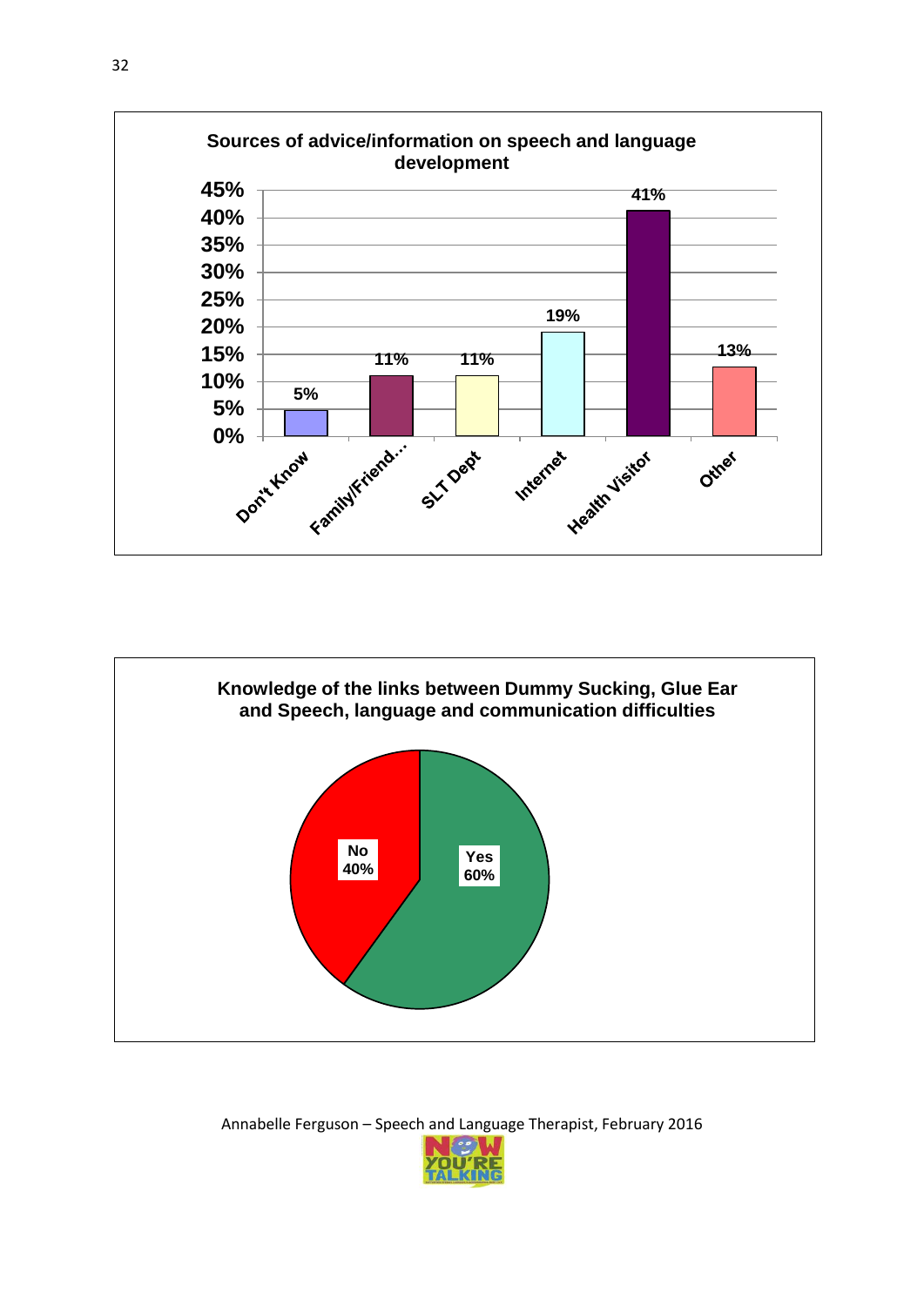**Sources of advice/information on speech and language development**

| Source | Percentage |
|---|---|
| Don't Know | 5% |
| Family/Friend... | 11% |
| SLT Dept | 11% |
| Internet | 19% |
| Health Visitor | 41% |
| Other | 13% |

**Knowledge of the links between Dummy Sucking, Glue Ear and Speech, language and communication difficulties**

| Response | Percentage |
|---|---|
| Yes | 60% |
| No | 40% |

Annabelle Ferguson – Speech and Language Therapist, February 2016

NOW YOU'RE TALKING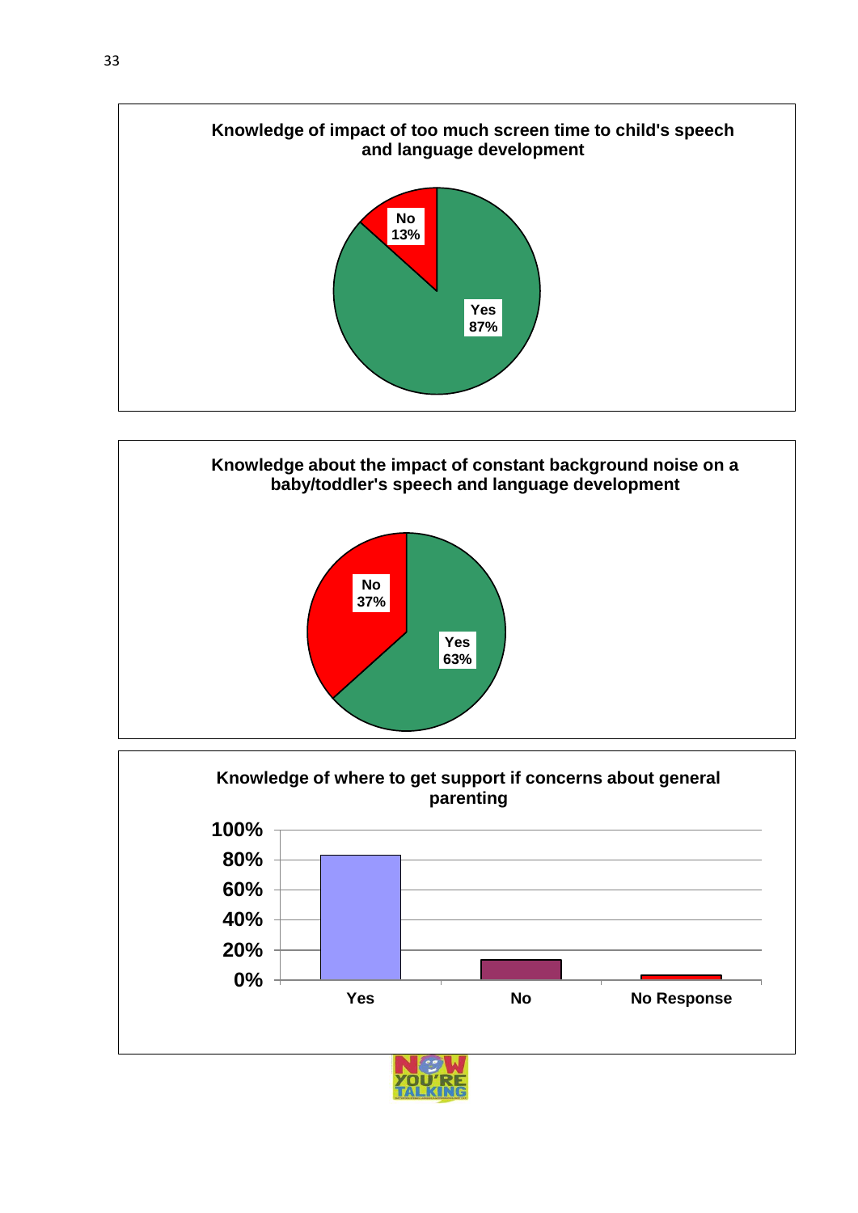**Knowledge of impact of too much screen time to child's speech and language development**

No
13%

Yes
87%

**Knowledge about the impact of constant background noise on a baby/toddler's speech and language development**

No
37%

Yes
63%

**Knowledge of where to get support if concerns about general parenting**

100%
80%
60%
40%
20%
0%

Yes
No
No Response